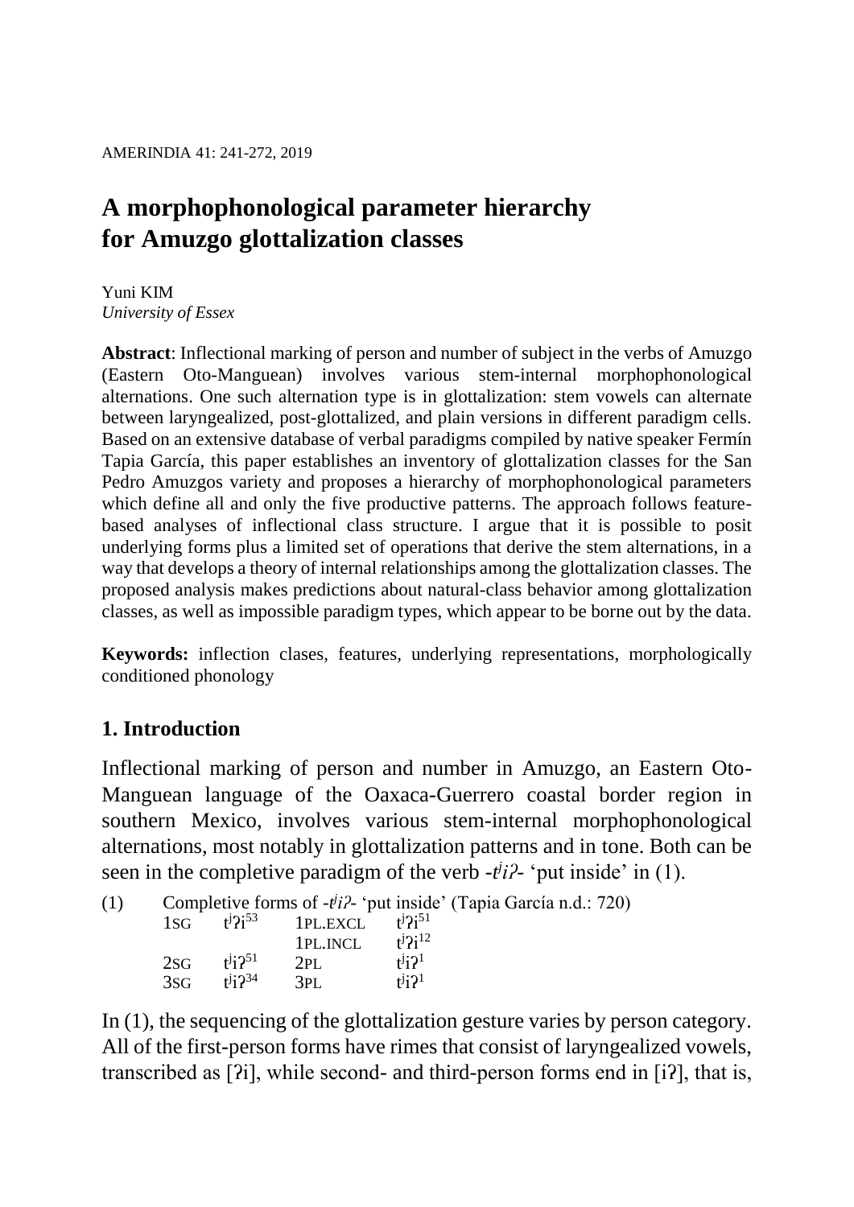# A morphophonological parameter hierarchy for Amuzgo glottalization classes

Yuni KIM
*University of Essex*

**Abstract**: Inflectional marking of person and number of subject in the verbs of Amuzgo (Eastern Oto-Manguean) involves various stem-internal morphophonological alternations. One such alternation type is in glottalization: stem vowels can alternate between laryngealized, post-glottalized, and plain versions in different paradigm cells. Based on an extensive database of verbal paradigms compiled by native speaker Fermín Tapia García, this paper establishes an inventory of glottalization classes for the San Pedro Amuzgos variety and proposes a hierarchy of morphophonological parameters which define all and only the five productive patterns. The approach follows feature-based analyses of inflectional class structure. I argue that it is possible to posit underlying forms plus a limited set of operations that derive the stem alternations, in a way that develops a theory of internal relationships among the glottalization classes. The proposed analysis makes predictions about natural-class behavior among glottalization classes, as well as impossible paradigm types, which appear to be borne out by the data.

**Keywords:** inflection clases, features, underlying representations, morphologically conditioned phonology

## 1. Introduction

Inflectional marking of person and number in Amuzgo, an Eastern Oto-Manguean language of the Oaxaca-Guerrero coastal border region in southern Mexico, involves various stem-internal morphophonological alternations, most notably in glottalization patterns and in tone. Both can be seen in the completive paradigm of the verb *-tʲiʔ-* 'put inside' in (1).

(1) Completive forms of *-tʲiʔ-* 'put inside' (Tapia García n.d.: 720)

| | | | |
|---|---|---|---|
| 1SG | tʲʔi$^{53}$ | 1PL.EXCL | tʲʔi$^{51}$ |
| | | 1PL.INCL | tʲʔi$^{12}$ |
| 2SG | tʲiʔ$^{51}$ | 2PL | tʲiʔ$^{1}$ |
| 3SG | tʲiʔ$^{34}$ | 3PL | tʲiʔ$^{1}$ |

In (1), the sequencing of the glottalization gesture varies by person category. All of the first-person forms have rimes that consist of laryngealized vowels, transcribed as [ʔi], while second- and third-person forms end in [iʔ], that is,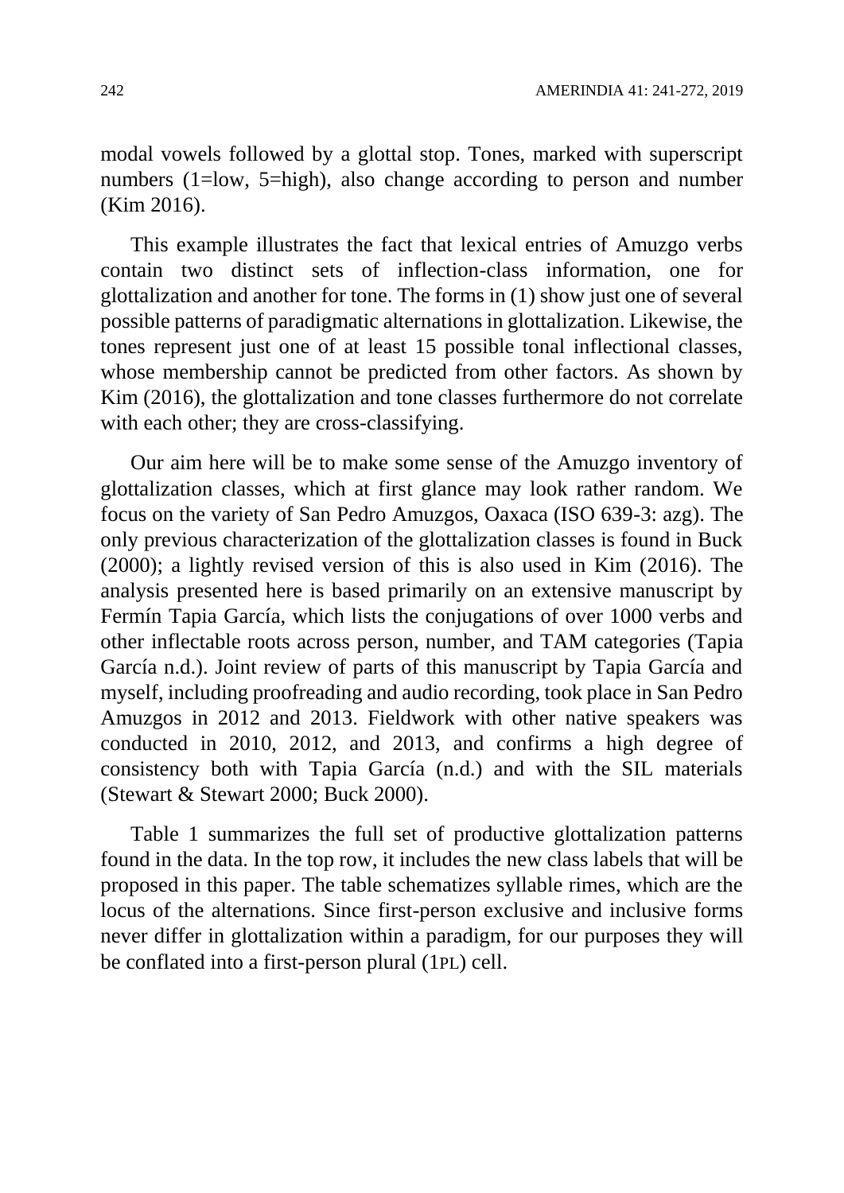modal vowels followed by a glottal stop. Tones, marked with superscript numbers (1=low, 5=high), also change according to person and number (Kim 2016).

This example illustrates the fact that lexical entries of Amuzgo verbs contain two distinct sets of inflection-class information, one for glottalization and another for tone. The forms in (1) show just one of several possible patterns of paradigmatic alternations in glottalization. Likewise, the tones represent just one of at least 15 possible tonal inflectional classes, whose membership cannot be predicted from other factors. As shown by Kim (2016), the glottalization and tone classes furthermore do not correlate with each other; they are cross-classifying.

Our aim here will be to make some sense of the Amuzgo inventory of glottalization classes, which at first glance may look rather random. We focus on the variety of San Pedro Amuzgos, Oaxaca (ISO 639-3: azg). The only previous characterization of the glottalization classes is found in Buck (2000); a lightly revised version of this is also used in Kim (2016). The analysis presented here is based primarily on an extensive manuscript by Fermín Tapia García, which lists the conjugations of over 1000 verbs and other inflectable roots across person, number, and TAM categories (Tapia García n.d.). Joint review of parts of this manuscript by Tapia García and myself, including proofreading and audio recording, took place in San Pedro Amuzgos in 2012 and 2013. Fieldwork with other native speakers was conducted in 2010, 2012, and 2013, and confirms a high degree of consistency both with Tapia García (n.d.) and with the SIL materials (Stewart & Stewart 2000; Buck 2000).

Table 1 summarizes the full set of productive glottalization patterns found in the data. In the top row, it includes the new class labels that will be proposed in this paper. The table schematizes syllable rimes, which are the locus of the alternations. Since first-person exclusive and inclusive forms never differ in glottalization within a paradigm, for our purposes they will be conflated into a first-person plural (1PL) cell.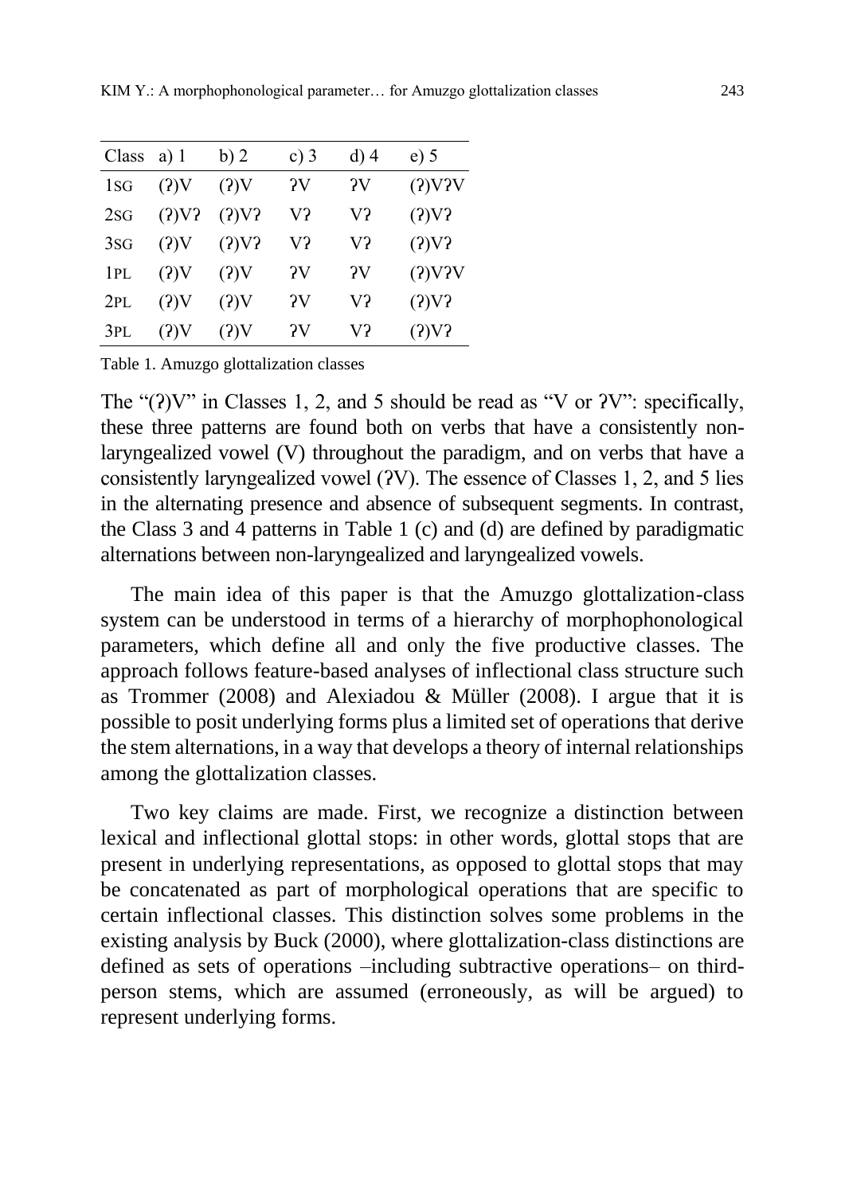| Class | a) 1 | b) 2 | c) 3 | d) 4 | e) 5 |
|---|---|---|---|---|---|
| 1SG | (ʔ)V | (ʔ)V | ʔV | ʔV | (ʔ)VʔV |
| 2SG | (ʔ)Vʔ | (ʔ)Vʔ | Vʔ | Vʔ | (ʔ)Vʔ |
| 3SG | (ʔ)V | (ʔ)Vʔ | Vʔ | Vʔ | (ʔ)Vʔ |
| 1PL | (ʔ)V | (ʔ)V | ʔV | ʔV | (ʔ)VʔV |
| 2PL | (ʔ)V | (ʔ)V | ʔV | Vʔ | (ʔ)Vʔ |
| 3PL | (ʔ)V | (ʔ)V | ʔV | Vʔ | (ʔ)Vʔ |

Table 1. Amuzgo glottalization classes

The "(ʔ)V" in Classes 1, 2, and 5 should be read as "V or ʔV": specifically, these three patterns are found both on verbs that have a consistently non-laryngealized vowel (V) throughout the paradigm, and on verbs that have a consistently laryngealized vowel (ʔV). The essence of Classes 1, 2, and 5 lies in the alternating presence and absence of subsequent segments. In contrast, the Class 3 and 4 patterns in Table 1 (c) and (d) are defined by paradigmatic alternations between non-laryngealized and laryngealized vowels.

The main idea of this paper is that the Amuzgo glottalization-class system can be understood in terms of a hierarchy of morphophonological parameters, which define all and only the five productive classes. The approach follows feature-based analyses of inflectional class structure such as Trommer (2008) and Alexiadou & Müller (2008). I argue that it is possible to posit underlying forms plus a limited set of operations that derive the stem alternations, in a way that develops a theory of internal relationships among the glottalization classes.

Two key claims are made. First, we recognize a distinction between lexical and inflectional glottal stops: in other words, glottal stops that are present in underlying representations, as opposed to glottal stops that may be concatenated as part of morphological operations that are specific to certain inflectional classes. This distinction solves some problems in the existing analysis by Buck (2000), where glottalization-class distinctions are defined as sets of operations –including subtractive operations– on third-person stems, which are assumed (erroneously, as will be argued) to represent underlying forms.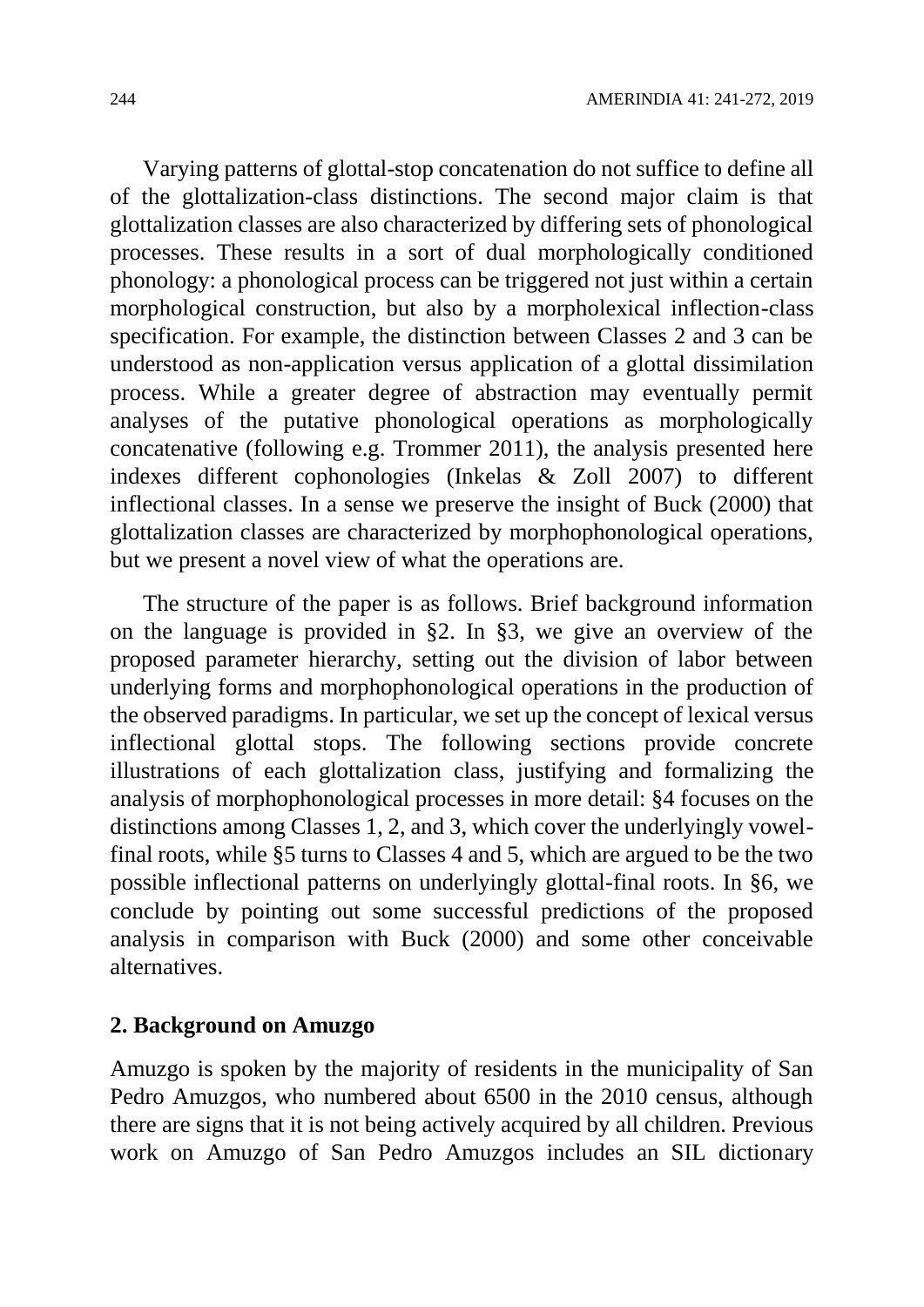Varying patterns of glottal-stop concatenation do not suffice to define all of the glottalization-class distinctions. The second major claim is that glottalization classes are also characterized by differing sets of phonological processes. These results in a sort of dual morphologically conditioned phonology: a phonological process can be triggered not just within a certain morphological construction, but also by a morpholexical inflection-class specification. For example, the distinction between Classes 2 and 3 can be understood as non-application versus application of a glottal dissimilation process. While a greater degree of abstraction may eventually permit analyses of the putative phonological operations as morphologically concatenative (following e.g. Trommer 2011), the analysis presented here indexes different cophonologies (Inkelas & Zoll 2007) to different inflectional classes. In a sense we preserve the insight of Buck (2000) that glottalization classes are characterized by morphophonological operations, but we present a novel view of what the operations are.

The structure of the paper is as follows. Brief background information on the language is provided in §2. In §3, we give an overview of the proposed parameter hierarchy, setting out the division of labor between underlying forms and morphophonological operations in the production of the observed paradigms. In particular, we set up the concept of lexical versus inflectional glottal stops. The following sections provide concrete illustrations of each glottalization class, justifying and formalizing the analysis of morphophonological processes in more detail: §4 focuses on the distinctions among Classes 1, 2, and 3, which cover the underlyingly vowel-final roots, while §5 turns to Classes 4 and 5, which are argued to be the two possible inflectional patterns on underlyingly glottal-final roots. In §6, we conclude by pointing out some successful predictions of the proposed analysis in comparison with Buck (2000) and some other conceivable alternatives.

## 2. Background on Amuzgo

Amuzgo is spoken by the majority of residents in the municipality of San Pedro Amuzgos, who numbered about 6500 in the 2010 census, although there are signs that it is not being actively acquired by all children. Previous work on Amuzgo of San Pedro Amuzgos includes an SIL dictionary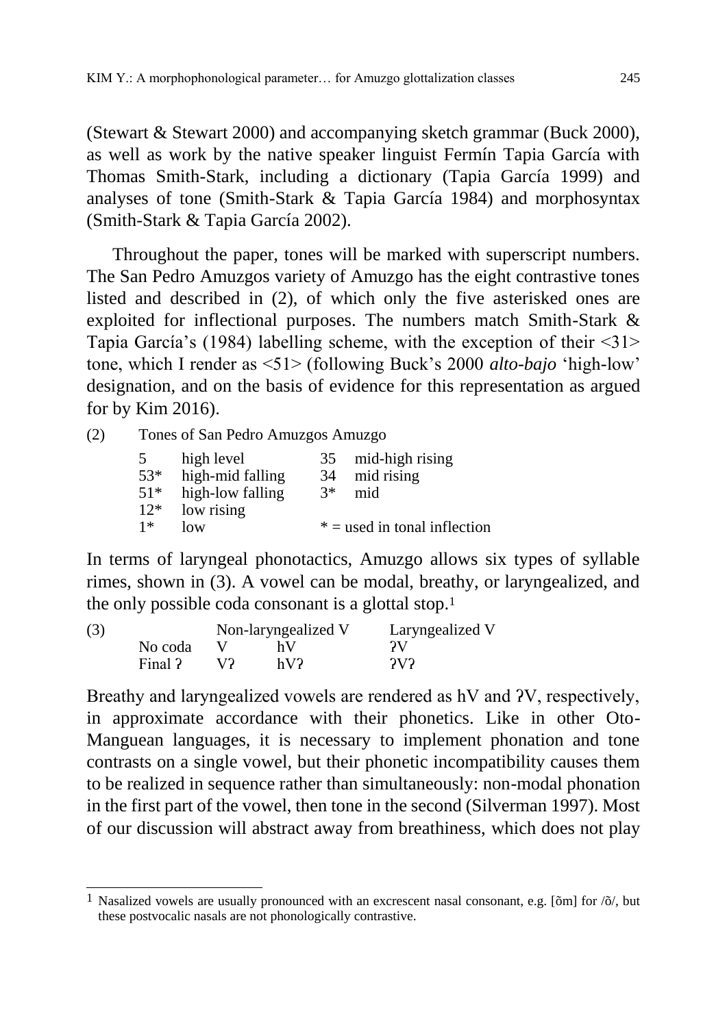(Stewart & Stewart 2000) and accompanying sketch grammar (Buck 2000), as well as work by the native speaker linguist Fermín Tapia García with Thomas Smith-Stark, including a dictionary (Tapia García 1999) and analyses of tone (Smith-Stark & Tapia García 1984) and morphosyntax (Smith-Stark & Tapia García 2002).

Throughout the paper, tones will be marked with superscript numbers. The San Pedro Amuzgos variety of Amuzgo has the eight contrastive tones listed and described in (2), of which only the five asterisked ones are exploited for inflectional purposes. The numbers match Smith-Stark & Tapia García's (1984) labelling scheme, with the exception of their <31> tone, which I render as <51> (following Buck's 2000 *alto-bajo* 'high-low' designation, and on the basis of evidence for this representation as argued for by Kim 2016).

(2) Tones of San Pedro Amuzgos Amuzgo

| | | | |
|---|---|---|---|
| 5 | high level | 35 | mid-high rising |
| 53* | high-mid falling | 34 | mid rising |
| 51* | high-low falling | 3* | mid |
| 12* | low rising | | |
| 1* | low | | * = used in tonal inflection |

In terms of laryngeal phonotactics, Amuzgo allows six types of syllable rimes, shown in (3). A vowel can be modal, breathy, or laryngealized, and the only possible coda consonant is a glottal stop.[1]

(3)

| | Non-laryngealized V | | Laryngealized V |
|---|---|---|---|
| No coda | V | hV | ʔV |
| Final ʔ | Vʔ | hVʔ | ʔVʔ |

Breathy and laryngealized vowels are rendered as hV and ʔV, respectively, in approximate accordance with their phonetics. Like in other Oto-Manguean languages, it is necessary to implement phonation and tone contrasts on a single vowel, but their phonetic incompatibility causes them to be realized in sequence rather than simultaneously: non-modal phonation in the first part of the vowel, then tone in the second (Silverman 1997). Most of our discussion will abstract away from breathiness, which does not play

[1] Nasalized vowels are usually pronounced with an excrescent nasal consonant, e.g. [õm] for /õ/, but these postvocalic nasals are not phonologically contrastive.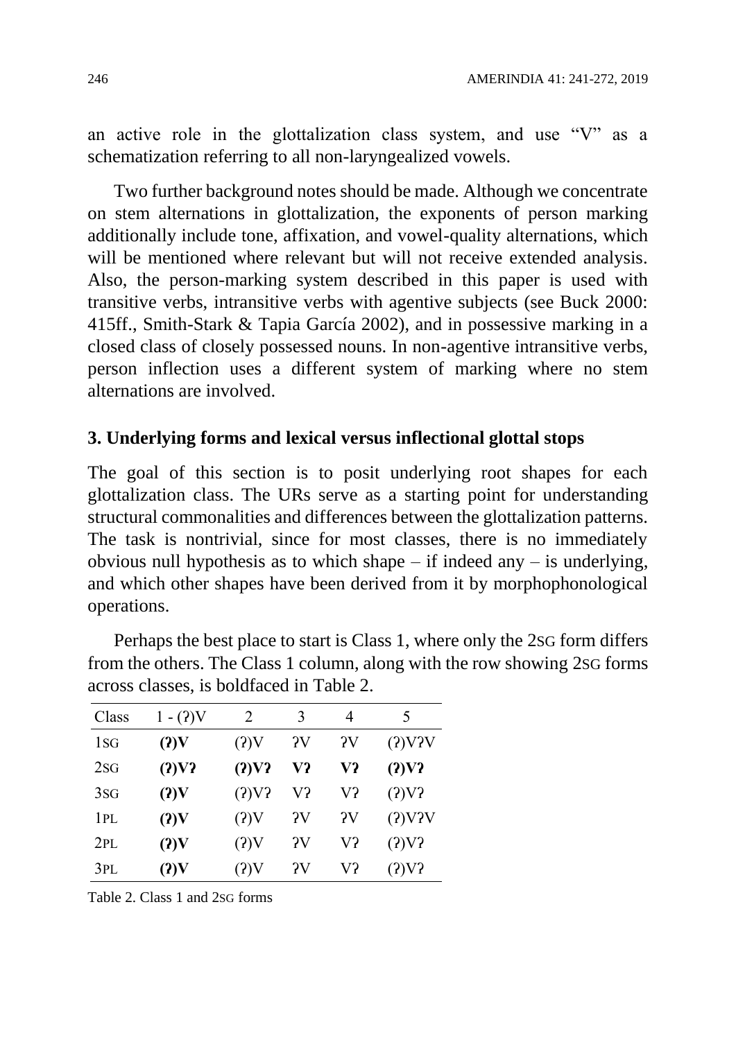an active role in the glottalization class system, and use "V" as a schematization referring to all non-laryngealized vowels.

Two further background notes should be made. Although we concentrate on stem alternations in glottalization, the exponents of person marking additionally include tone, affixation, and vowel-quality alternations, which will be mentioned where relevant but will not receive extended analysis. Also, the person-marking system described in this paper is used with transitive verbs, intransitive verbs with agentive subjects (see Buck 2000: 415ff., Smith-Stark & Tapia García 2002), and in possessive marking in a closed class of closely possessed nouns. In non-agentive intransitive verbs, person inflection uses a different system of marking where no stem alternations are involved.

## 3. Underlying forms and lexical versus inflectional glottal stops

The goal of this section is to posit underlying root shapes for each glottalization class. The URs serve as a starting point for understanding structural commonalities and differences between the glottalization patterns. The task is nontrivial, since for most classes, there is no immediately obvious null hypothesis as to which shape – if indeed any – is underlying, and which other shapes have been derived from it by morphophonological operations.

Perhaps the best place to start is Class 1, where only the 2SG form differs from the others. The Class 1 column, along with the row showing 2SG forms across classes, is boldfaced in Table 2.

| Class | 1 - (ʔ)V | 2 | 3 | 4 | 5 |
|---|---|---|---|---|---|
| 1SG | **(ʔ)V** | (ʔ)V | ʔV | ʔV | (ʔ)VʔV |
| 2SG | **(ʔ)Vʔ** | **(ʔ)Vʔ** | **Vʔ** | **Vʔ** | **(ʔ)Vʔ** |
| 3SG | **(ʔ)V** | (ʔ)Vʔ | Vʔ | Vʔ | (ʔ)Vʔ |
| 1PL | **(ʔ)V** | (ʔ)V | ʔV | ʔV | (ʔ)VʔV |
| 2PL | **(ʔ)V** | (ʔ)V | ʔV | Vʔ | (ʔ)Vʔ |
| 3PL | **(ʔ)V** | (ʔ)V | ʔV | Vʔ | (ʔ)Vʔ |

Table 2. Class 1 and 2SG forms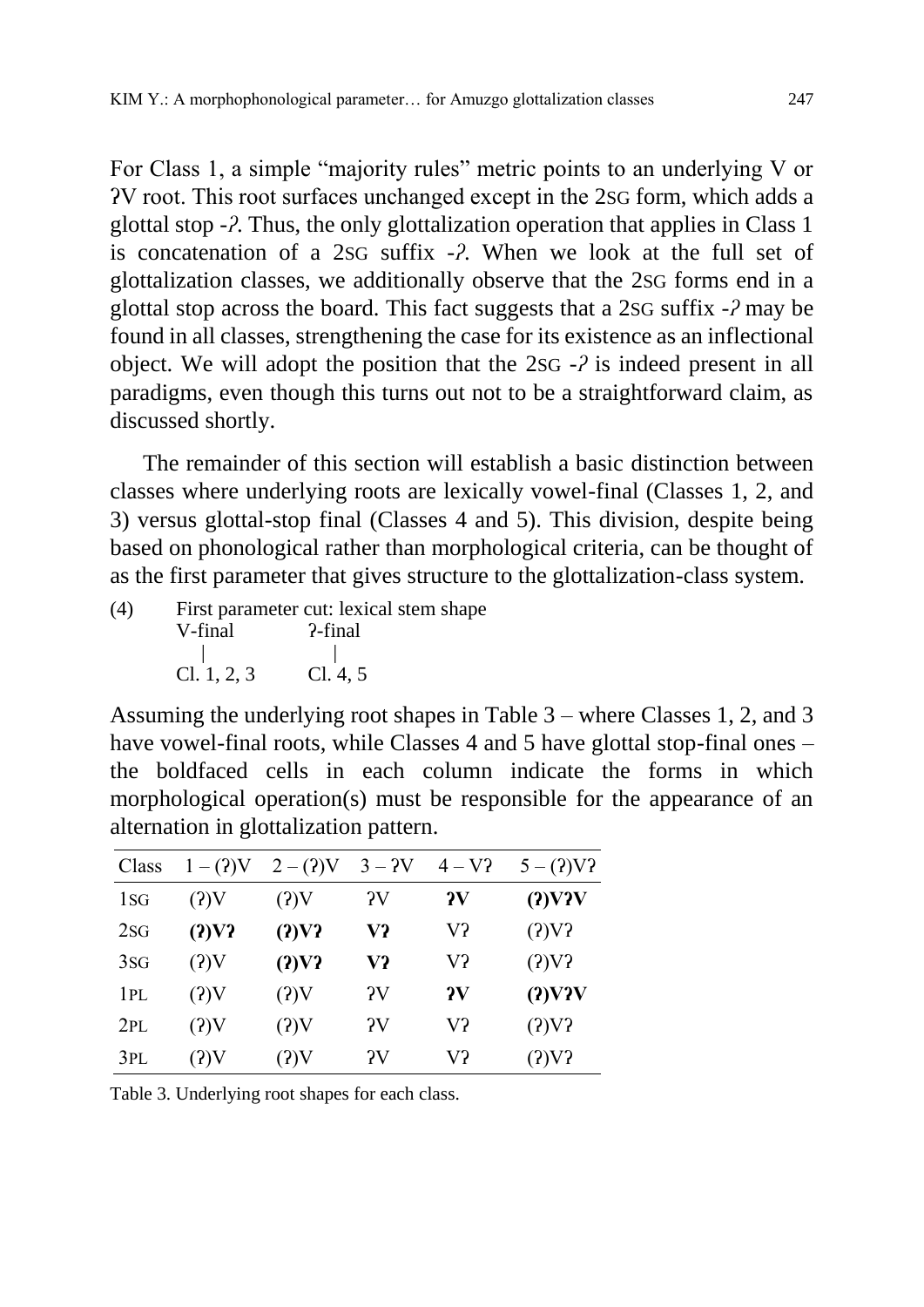For Class 1, a simple "majority rules" metric points to an underlying V or ʔV root. This root surfaces unchanged except in the 2SG form, which adds a glottal stop *-ʔ*. Thus, the only glottalization operation that applies in Class 1 is concatenation of a 2SG suffix *-ʔ*. When we look at the full set of glottalization classes, we additionally observe that the 2SG forms end in a glottal stop across the board. This fact suggests that a 2SG suffix *-ʔ* may be found in all classes, strengthening the case for its existence as an inflectional object. We will adopt the position that the 2SG *-ʔ* is indeed present in all paradigms, even though this turns out not to be a straightforward claim, as discussed shortly.

The remainder of this section will establish a basic distinction between classes where underlying roots are lexically vowel-final (Classes 1, 2, and 3) versus glottal-stop final (Classes 4 and 5). This division, despite being based on phonological rather than morphological criteria, can be thought of as the first parameter that gives structure to the glottalization-class system.

(4) First parameter cut: lexical stem shape

```
V-final        ʔ-final
   |              |
Cl. 1, 2, 3    Cl. 4, 5
```

Assuming the underlying root shapes in Table 3 – where Classes 1, 2, and 3 have vowel-final roots, while Classes 4 and 5 have glottal stop-final ones – the boldfaced cells in each column indicate the forms in which morphological operation(s) must be responsible for the appearance of an alternation in glottalization pattern.

| Class | 1 – (ʔ)V | 2 – (ʔ)V | 3 – ʔV | 4 – Vʔ | 5 – (ʔ)Vʔ |
|---|---|---|---|---|---|
| 1SG | (ʔ)V | (ʔ)V | ʔV | **ʔV** | **(ʔ)VʔV** |
| 2SG | **(ʔ)Vʔ** | **(ʔ)Vʔ** | **Vʔ** | Vʔ | (ʔ)Vʔ |
| 3SG | (ʔ)V | **(ʔ)Vʔ** | **Vʔ** | Vʔ | (ʔ)Vʔ |
| 1PL | (ʔ)V | (ʔ)V | ʔV | **ʔV** | **(ʔ)VʔV** |
| 2PL | (ʔ)V | (ʔ)V | ʔV | Vʔ | (ʔ)Vʔ |
| 3PL | (ʔ)V | (ʔ)V | ʔV | Vʔ | (ʔ)Vʔ |

Table 3. Underlying root shapes for each class.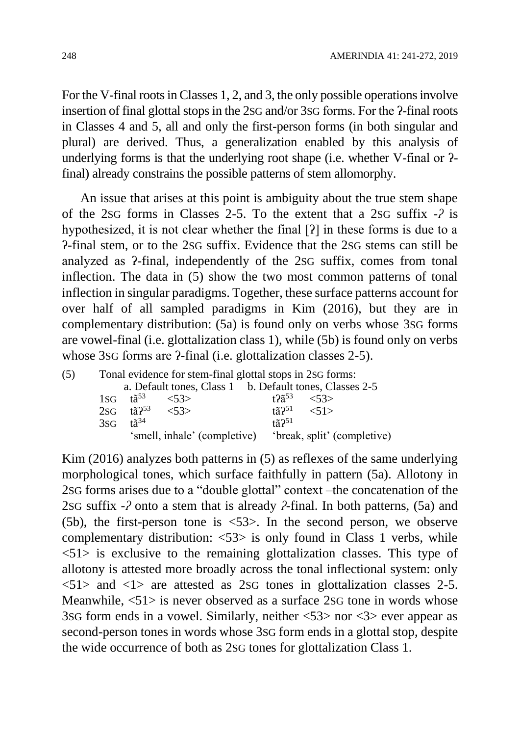For the V-final roots in Classes 1, 2, and 3, the only possible operations involve insertion of final glottal stops in the 2SG and/or 3SG forms. For the ʔ-final roots in Classes 4 and 5, all and only the first-person forms (in both singular and plural) are derived. Thus, a generalization enabled by this analysis of underlying forms is that the underlying root shape (i.e. whether V-final or ʔ-final) already constrains the possible patterns of stem allomorphy.

An issue that arises at this point is ambiguity about the true stem shape of the 2SG forms in Classes 2-5. To the extent that a 2SG suffix *-ʔ* is hypothesized, it is not clear whether the final [ʔ] in these forms is due to a ʔ-final stem, or to the 2SG suffix. Evidence that the 2SG stems can still be analyzed as ʔ-final, independently of the 2SG suffix, comes from tonal inflection. The data in (5) show the two most common patterns of tonal inflection in singular paradigms. Together, these surface patterns account for over half of all sampled paradigms in Kim (2016), but they are in complementary distribution: (5a) is found only on verbs whose 3SG forms are vowel-final (i.e. glottalization class 1), while (5b) is found only on verbs whose 3SG forms are ʔ-final (i.e. glottalization classes 2-5).

(5) Tonal evidence for stem-final glottal stops in 2SG forms:

| | a. Default tones, Class 1 | | b. Default tones, Classes 2-5 | |
|---|---|---|---|---|
| 1SG | tã[53] | <53> | tʔã[53] | <53> |
| 2SG | tãʔ[53] | <53> | tãʔ[51] | <51> |
| 3SG | tã[34] | | tãʔ[51] | |
| | 'smell, inhale' (completive) | | 'break, split' (completive) | |

Kim (2016) analyzes both patterns in (5) as reflexes of the same underlying morphological tones, which surface faithfully in pattern (5a). Allotony in 2SG forms arises due to a "double glottal" context –the concatenation of the 2SG suffix *-ʔ* onto a stem that is already *ʔ*-final. In both patterns, (5a) and (5b), the first-person tone is <53>. In the second person, we observe complementary distribution: <53> is only found in Class 1 verbs, while <51> is exclusive to the remaining glottalization classes. This type of allotony is attested more broadly across the tonal inflectional system: only <51> and <1> are attested as 2SG tones in glottalization classes 2-5. Meanwhile, <51> is never observed as a surface 2SG tone in words whose 3SG form ends in a vowel. Similarly, neither <53> nor <3> ever appear as second-person tones in words whose 3SG form ends in a glottal stop, despite the wide occurrence of both as 2SG tones for glottalization Class 1.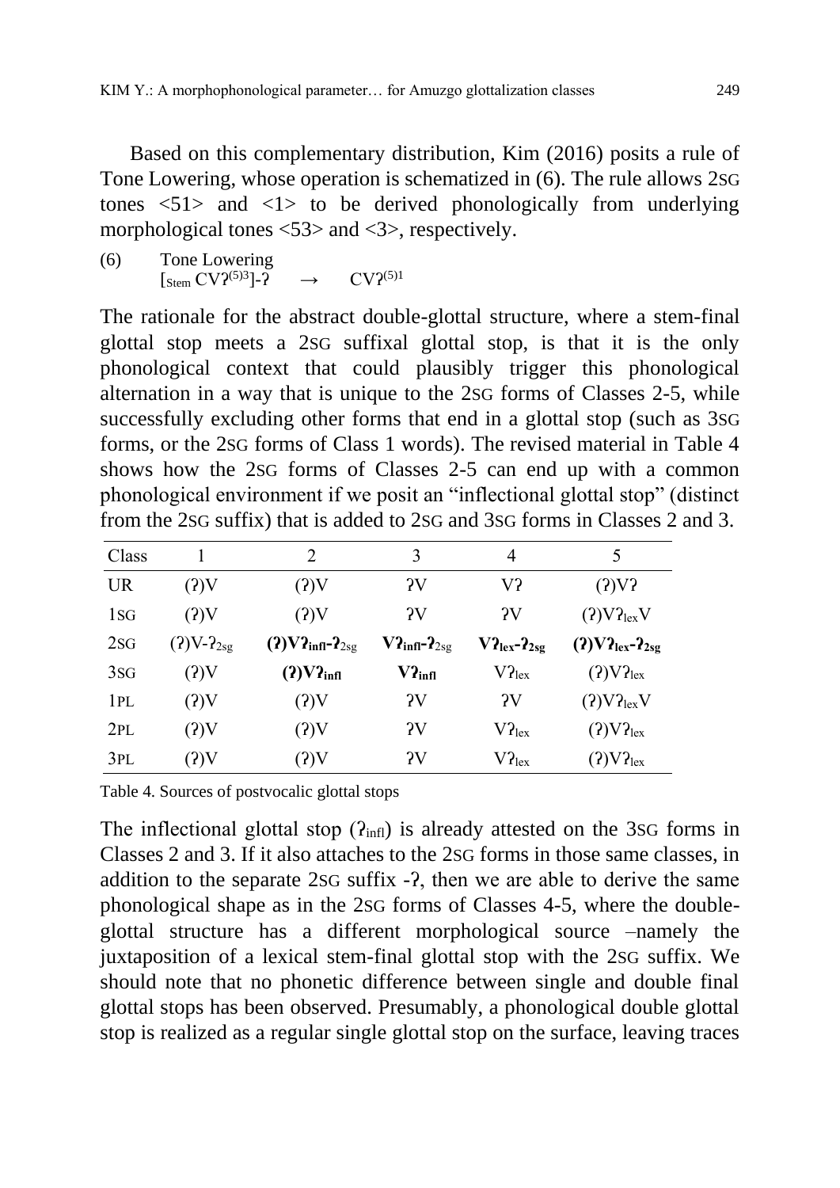Based on this complementary distribution, Kim (2016) posits a rule of Tone Lowering, whose operation is schematized in (6). The rule allows 2SG tones <51> and <1> to be derived phonologically from underlying morphological tones <53> and <3>, respectively.

(6) Tone Lowering
$[_{\text{Stem}}\ \text{CVʔ}^{(5)3}]\text{-ʔ} \quad \rightarrow \quad \text{CVʔ}^{(5)1}$

The rationale for the abstract double-glottal structure, where a stem-final glottal stop meets a 2SG suffixal glottal stop, is that it is the only phonological context that could plausibly trigger this phonological alternation in a way that is unique to the 2SG forms of Classes 2-5, while successfully excluding other forms that end in a glottal stop (such as 3SG forms, or the 2SG forms of Class 1 words). The revised material in Table 4 shows how the 2SG forms of Classes 2-5 can end up with a common phonological environment if we posit an "inflectional glottal stop" (distinct from the 2SG suffix) that is added to 2SG and 3SG forms in Classes 2 and 3.

| Class | 1 | 2 | 3 | 4 | 5 |
|---|---|---|---|---|---|
| UR | (ʔ)V | (ʔ)V | ʔV | Vʔ | (ʔ)Vʔ |
| 1SG | (ʔ)V | (ʔ)V | ʔV | ʔV | (ʔ)$\text{Vʔ}_{\text{lex}}$V |
| 2SG | (ʔ)V-$\text{ʔ}_{\text{2sg}}$ | **(ʔ)V$\text{ʔ}_{\textbf{infl}}$-ʔ**$_{\text{2sg}}$ | **V$\text{ʔ}_{\textbf{infl}}$-ʔ**$_{\text{2sg}}$ | **V$\text{ʔ}_{\textbf{lex}}$-$\text{ʔ}_{\textbf{2sg}}$** | **(ʔ)V$\text{ʔ}_{\textbf{lex}}$-$\text{ʔ}_{\textbf{2sg}}$** |
| 3SG | (ʔ)V | **(ʔ)V$\text{ʔ}_{\textbf{infl}}$** | **V$\text{ʔ}_{\textbf{infl}}$** | V$\text{ʔ}_{\text{lex}}$ | (ʔ)V$\text{ʔ}_{\text{lex}}$ |
| 1PL | (ʔ)V | (ʔ)V | ʔV | ʔV | (ʔ)V$\text{ʔ}_{\text{lex}}$V |
| 2PL | (ʔ)V | (ʔ)V | ʔV | V$\text{ʔ}_{\text{lex}}$ | (ʔ)V$\text{ʔ}_{\text{lex}}$ |
| 3PL | (ʔ)V | (ʔ)V | ʔV | V$\text{ʔ}_{\text{lex}}$ | (ʔ)V$\text{ʔ}_{\text{lex}}$ |

Table 4. Sources of postvocalic glottal stops

The inflectional glottal stop ($\text{ʔ}_{\text{infl}}$) is already attested on the 3SG forms in Classes 2 and 3. If it also attaches to the 2SG forms in those same classes, in addition to the separate 2SG suffix -ʔ, then we are able to derive the same phonological shape as in the 2SG forms of Classes 4-5, where the double-glottal structure has a different morphological source –namely the juxtaposition of a lexical stem-final glottal stop with the 2SG suffix. We should note that no phonetic difference between single and double final glottal stops has been observed. Presumably, a phonological double glottal stop is realized as a regular single glottal stop on the surface, leaving traces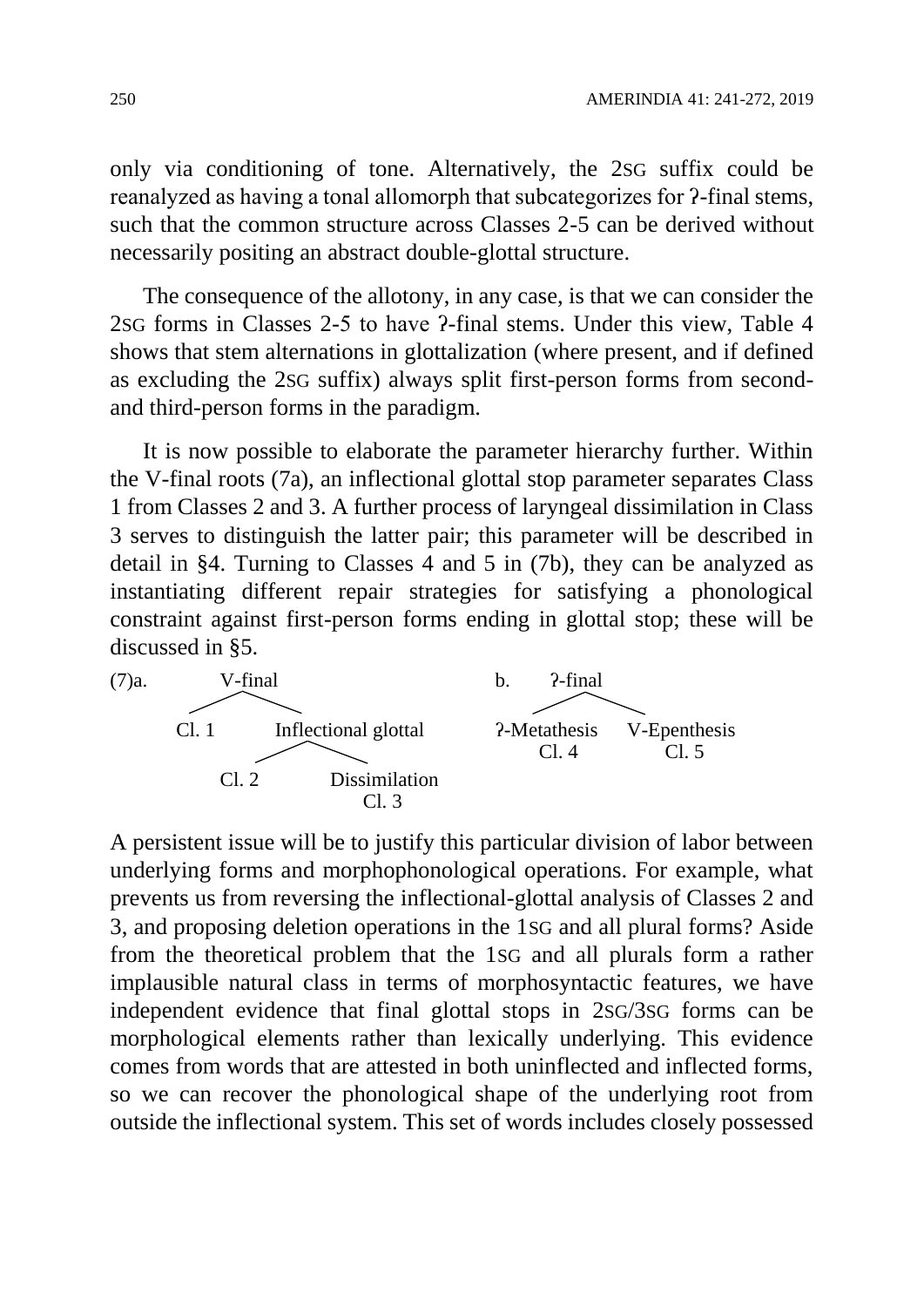only via conditioning of tone. Alternatively, the 2SG suffix could be reanalyzed as having a tonal allomorph that subcategorizes for ʔ-final stems, such that the common structure across Classes 2-5 can be derived without necessarily positing an abstract double-glottal structure.

The consequence of the allotony, in any case, is that we can consider the 2SG forms in Classes 2-5 to have ʔ-final stems. Under this view, Table 4 shows that stem alternations in glottalization (where present, and if defined as excluding the 2SG suffix) always split first-person forms from second- and third-person forms in the paradigm.

It is now possible to elaborate the parameter hierarchy further. Within the V-final roots (7a), an inflectional glottal stop parameter separates Class 1 from Classes 2 and 3. A further process of laryngeal dissimilation in Class 3 serves to distinguish the latter pair; this parameter will be described in detail in §4. Turning to Classes 4 and 5 in (7b), they can be analyzed as instantiating different repair strategies for satisfying a phonological constraint against first-person forms ending in glottal stop; these will be discussed in §5.

```
(7)a.        V-final                              b.    ʔ-final
            /       \                                   /       \
        Cl. 1    Inflectional glottal          ʔ-Metathesis   V-Epenthesis
                    /        \                     Cl. 4          Cl. 5
                Cl. 2     Dissimilation
                              Cl. 3
```

A persistent issue will be to justify this particular division of labor between underlying forms and morphophonological operations. For example, what prevents us from reversing the inflectional-glottal analysis of Classes 2 and 3, and proposing deletion operations in the 1SG and all plural forms? Aside from the theoretical problem that the 1SG and all plurals form a rather implausible natural class in terms of morphosyntactic features, we have independent evidence that final glottal stops in 2SG/3SG forms can be morphological elements rather than lexically underlying. This evidence comes from words that are attested in both uninflected and inflected forms, so we can recover the phonological shape of the underlying root from outside the inflectional system. This set of words includes closely possessed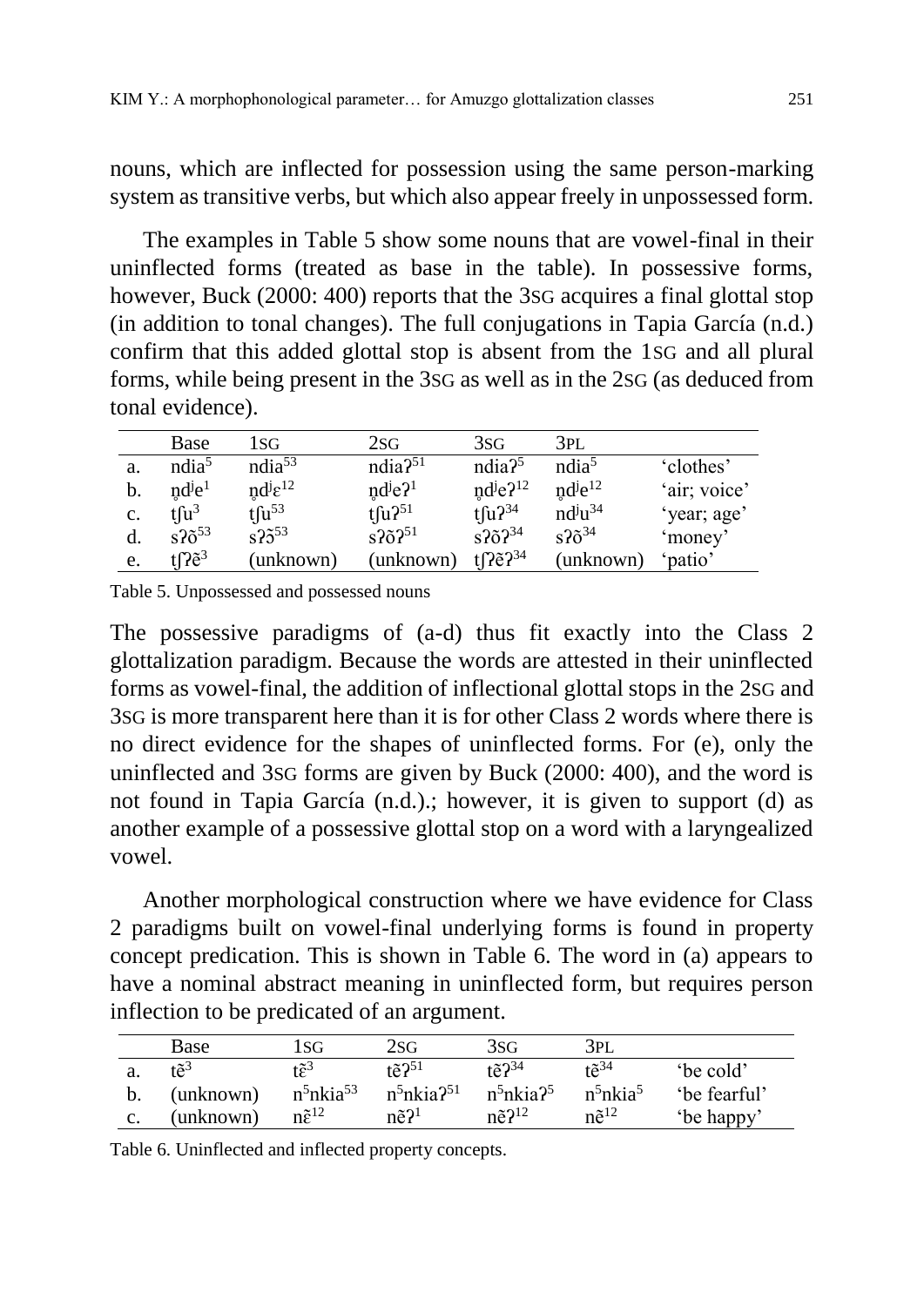nouns, which are inflected for possession using the same person-marking system as transitive verbs, but which also appear freely in unpossessed form.

The examples in Table 5 show some nouns that are vowel-final in their uninflected forms (treated as base in the table). In possessive forms, however, Buck (2000: 400) reports that the 3SG acquires a final glottal stop (in addition to tonal changes). The full conjugations in Tapia García (n.d.) confirm that this added glottal stop is absent from the 1SG and all plural forms, while being present in the 3SG as well as in the 2SG (as deduced from tonal evidence).

| | Base | 1SG | 2SG | 3SG | 3PL | |
|---|---|---|---|---|---|---|
| a. | ndia$^{5}$ | ndia$^{53}$ | ndiaʔ$^{51}$ | ndiaʔ$^{5}$ | ndia$^{5}$ | 'clothes' |
| b. | n̥dʲe$^{1}$ | n̥dʲɛ$^{12}$ | n̥dʲeʔ$^{1}$ | n̥dʲeʔ$^{12}$ | n̥dʲe$^{12}$ | 'air; voice' |
| c. | tʃu$^{3}$ | tʃu$^{53}$ | tʃuʔ$^{51}$ | tʃuʔ$^{34}$ | ndʲu$^{34}$ | 'year; age' |
| d. | sʔõ$^{53}$ | sʔõ$^{53}$ | sʔõʔ$^{51}$ | sʔõʔ$^{34}$ | sʔõ$^{34}$ | 'money' |
| e. | tʃʔẽ$^{3}$ | (unknown) | (unknown) | tʃʔẽʔ$^{34}$ | (unknown) | 'patio' |

Table 5. Unpossessed and possessed nouns

The possessive paradigms of (a-d) thus fit exactly into the Class 2 glottalization paradigm. Because the words are attested in their uninflected forms as vowel-final, the addition of inflectional glottal stops in the 2SG and 3SG is more transparent here than it is for other Class 2 words where there is no direct evidence for the shapes of uninflected forms. For (e), only the uninflected and 3SG forms are given by Buck (2000: 400), and the word is not found in Tapia García (n.d.).; however, it is given to support (d) as another example of a possessive glottal stop on a word with a laryngealized vowel.

Another morphological construction where we have evidence for Class 2 paradigms built on vowel-final underlying forms is found in property concept predication. This is shown in Table 6. The word in (a) appears to have a nominal abstract meaning in uninflected form, but requires person inflection to be predicated of an argument.

| | Base | 1SG | 2SG | 3SG | 3PL | |
|---|---|---|---|---|---|---|
| a. | tẽ$^{3}$ | tɛ̃$^{3}$ | tẽʔ$^{51}$ | tẽʔ$^{34}$ | tẽ$^{34}$ | 'be cold' |
| b. | (unknown) | n$^{5}$nkia$^{53}$ | n$^{5}$nkiaʔ$^{51}$ | n$^{5}$nkiaʔ$^{5}$ | n$^{5}$nkia$^{5}$ | 'be fearful' |
| c. | (unknown) | nɛ̃$^{12}$ | nẽʔ$^{1}$ | nẽʔ$^{12}$ | nẽ$^{12}$ | 'be happy' |

Table 6. Uninflected and inflected property concepts.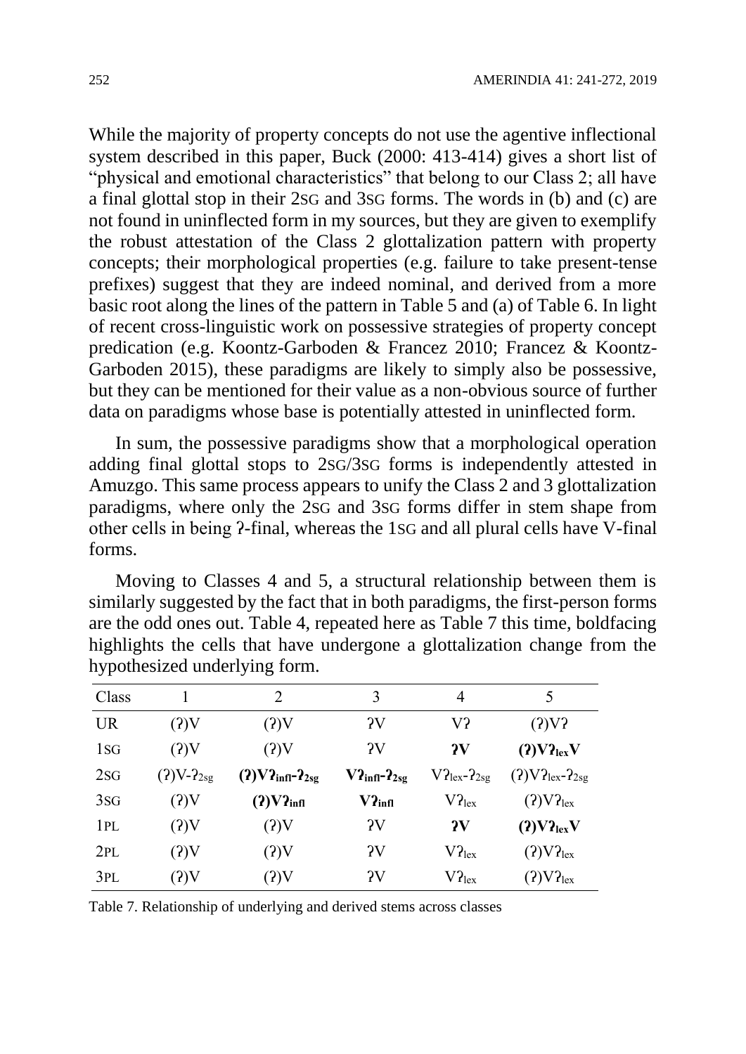While the majority of property concepts do not use the agentive inflectional system described in this paper, Buck (2000: 413-414) gives a short list of "physical and emotional characteristics" that belong to our Class 2; all have a final glottal stop in their 2SG and 3SG forms. The words in (b) and (c) are not found in uninflected form in my sources, but they are given to exemplify the robust attestation of the Class 2 glottalization pattern with property concepts; their morphological properties (e.g. failure to take present-tense prefixes) suggest that they are indeed nominal, and derived from a more basic root along the lines of the pattern in Table 5 and (a) of Table 6. In light of recent cross-linguistic work on possessive strategies of property concept predication (e.g. Koontz-Garboden & Francez 2010; Francez & Koontz-Garboden 2015), these paradigms are likely to simply also be possessive, but they can be mentioned for their value as a non-obvious source of further data on paradigms whose base is potentially attested in uninflected form.

In sum, the possessive paradigms show that a morphological operation adding final glottal stops to 2SG/3SG forms is independently attested in Amuzgo. This same process appears to unify the Class 2 and 3 glottalization paradigms, where only the 2SG and 3SG forms differ in stem shape from other cells in being ʔ-final, whereas the 1SG and all plural cells have V-final forms.

Moving to Classes 4 and 5, a structural relationship between them is similarly suggested by the fact that in both paradigms, the first-person forms are the odd ones out. Table 4, repeated here as Table 7 this time, boldfacing highlights the cells that have undergone a glottalization change from the hypothesized underlying form.

| Class | 1 | 2 | 3 | 4 | 5 |
|---|---|---|---|---|---|
| UR | (ʔ)V | (ʔ)V | ʔV | Vʔ | (ʔ)Vʔ |
| 1SG | (ʔ)V | (ʔ)V | ʔV | **ʔV** | **(ʔ)Vʔ$_{lex}$V** |
| 2SG | (ʔ)V-ʔ$_{2sg}$ | **(ʔ)Vʔ$_{infl}$-ʔ$_{2sg}$** | **Vʔ$_{infl}$-ʔ$_{2sg}$** | Vʔ$_{lex}$-ʔ$_{2sg}$ | (ʔ)Vʔ$_{lex}$-ʔ$_{2sg}$ |
| 3SG | (ʔ)V | **(ʔ)Vʔ$_{infl}$** | **Vʔ$_{infl}$** | Vʔ$_{lex}$ | (ʔ)Vʔ$_{lex}$ |
| 1PL | (ʔ)V | (ʔ)V | ʔV | **ʔV** | **(ʔ)Vʔ$_{lex}$V** |
| 2PL | (ʔ)V | (ʔ)V | ʔV | Vʔ$_{lex}$ | (ʔ)Vʔ$_{lex}$ |
| 3PL | (ʔ)V | (ʔ)V | ʔV | Vʔ$_{lex}$ | (ʔ)Vʔ$_{lex}$ |

Table 7. Relationship of underlying and derived stems across classes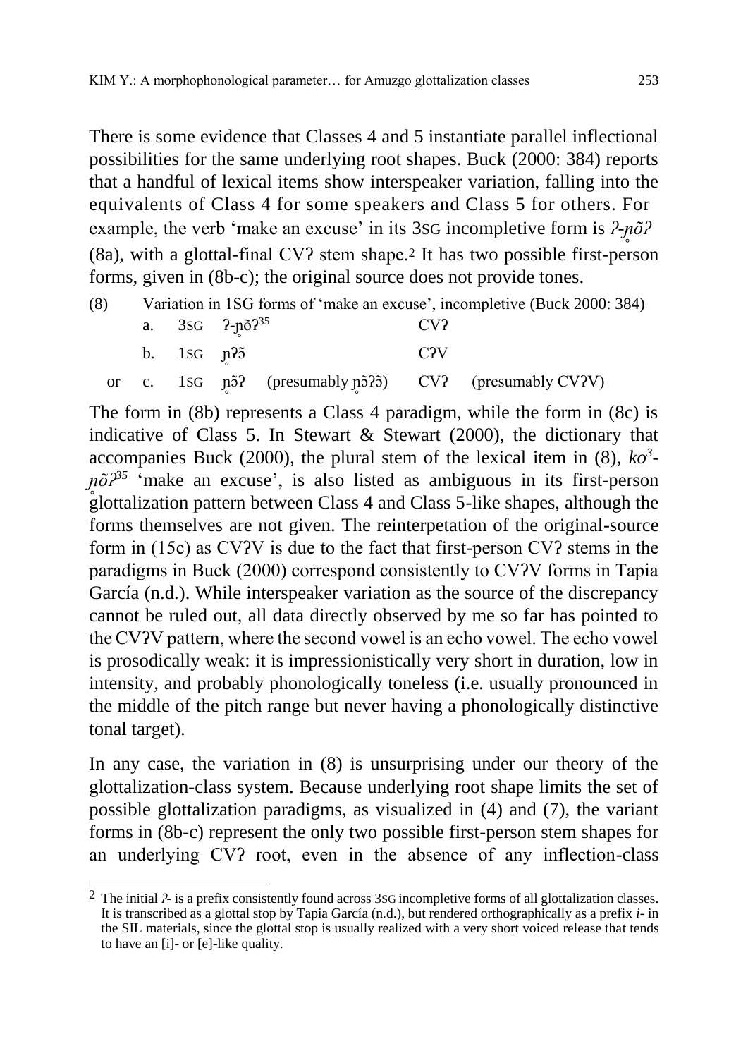There is some evidence that Classes 4 and 5 instantiate parallel inflectional possibilities for the same underlying root shapes. Buck (2000: 384) reports that a handful of lexical items show interspeaker variation, falling into the equivalents of Class 4 for some speakers and Class 5 for others. For example, the verb 'make an excuse' in its 3SG incompletive form is *ʔ-ɲ̊õʔ* (8a), with a glottal-final CVʔ stem shape.[2] It has two possible first-person forms, given in (8b-c); the original source does not provide tones.

(8) Variation in 1SG forms of 'make an excuse', incompletive (Buck 2000: 384)

| | | | | | |
|---|---|---|---|---|---|
| | a. | 3SG | ʔ-ɲ̊õʔ[35] | CVʔ | |
| | b. | 1SG | ɲ̊ʔɔ̃ | CʔV | |
| or | c. | 1SG | ɲ̊ɔ̃ʔ (presumably ɲ̊ɔ̃ʔɔ̃) | CVʔ | (presumably CVʔV) |

The form in (8b) represents a Class 4 paradigm, while the form in (8c) is indicative of Class 5. In Stewart & Stewart (2000), the dictionary that accompanies Buck (2000), the plural stem of the lexical item in (8), *ko[3]-ɲ̊õʔ[35]* 'make an excuse', is also listed as ambiguous in its first-person glottalization pattern between Class 4 and Class 5-like shapes, although the forms themselves are not given. The reinterpetation of the original-source form in (15c) as CVʔV is due to the fact that first-person CVʔ stems in the paradigms in Buck (2000) correspond consistently to CVʔV forms in Tapia García (n.d.). While interspeaker variation as the source of the discrepancy cannot be ruled out, all data directly observed by me so far has pointed to the CVʔV pattern, where the second vowel is an echo vowel. The echo vowel is prosodically weak: it is impressionistically very short in duration, low in intensity, and probably phonologically toneless (i.e. usually pronounced in the middle of the pitch range but never having a phonologically distinctive tonal target).

In any case, the variation in (8) is unsurprising under our theory of the glottalization-class system. Because underlying root shape limits the set of possible glottalization paradigms, as visualized in (4) and (7), the variant forms in (8b-c) represent the only two possible first-person stem shapes for an underlying CVʔ root, even in the absence of any inflection-class

[2] The initial *ʔ-* is a prefix consistently found across 3SG incompletive forms of all glottalization classes. It is transcribed as a glottal stop by Tapia García (n.d.), but rendered orthographically as a prefix *i-* in the SIL materials, since the glottal stop is usually realized with a very short voiced release that tends to have an [i]- or [e]-like quality.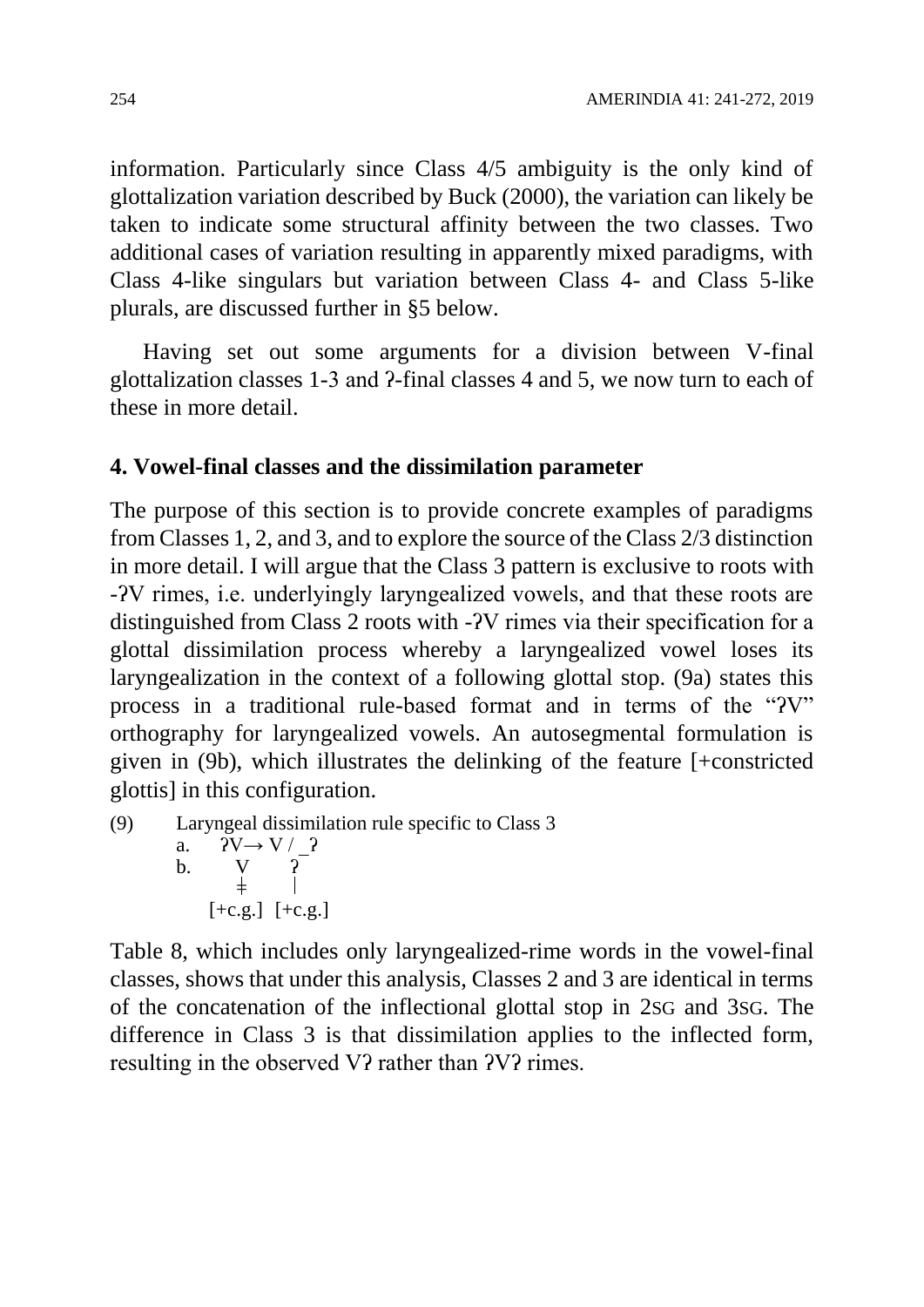information. Particularly since Class 4/5 ambiguity is the only kind of glottalization variation described by Buck (2000), the variation can likely be taken to indicate some structural affinity between the two classes. Two additional cases of variation resulting in apparently mixed paradigms, with Class 4-like singulars but variation between Class 4- and Class 5-like plurals, are discussed further in §5 below.

Having set out some arguments for a division between V-final glottalization classes 1-3 and ʔ-final classes 4 and 5, we now turn to each of these in more detail.

## 4. Vowel-final classes and the dissimilation parameter

The purpose of this section is to provide concrete examples of paradigms from Classes 1, 2, and 3, and to explore the source of the Class 2/3 distinction in more detail. I will argue that the Class 3 pattern is exclusive to roots with -ʔV rimes, i.e. underlyingly laryngealized vowels, and that these roots are distinguished from Class 2 roots with -ʔV rimes via their specification for a glottal dissimilation process whereby a laryngealized vowel loses its laryngealization in the context of a following glottal stop. (9a) states this process in a traditional rule-based format and in terms of the "ʔV" orthography for laryngealized vowels. An autosegmental formulation is given in (9b), which illustrates the delinking of the feature [+constricted glottis] in this configuration.

(9) Laryngeal dissimilation rule specific to Class 3

a. ʔV → V / _ʔ

b.
```
  V        ʔ
  ǂ        |
[+c.g.]  [+c.g.]
```

Table 8, which includes only laryngealized-rime words in the vowel-final classes, shows that under this analysis, Classes 2 and 3 are identical in terms of the concatenation of the inflectional glottal stop in 2SG and 3SG. The difference in Class 3 is that dissimilation applies to the inflected form, resulting in the observed Vʔ rather than ʔVʔ rimes.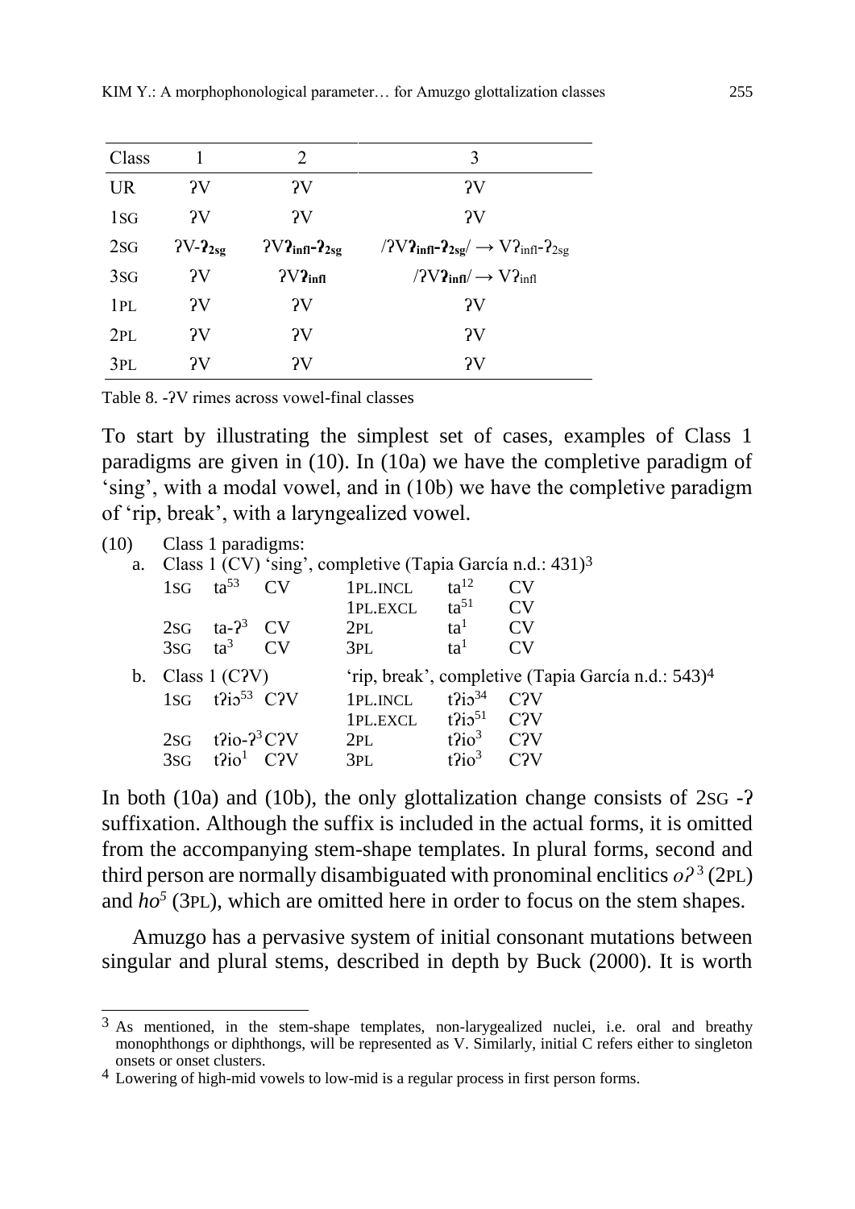| Class | 1 | 2 | 3 |
|---|---|---|---|
| UR | ʔV | ʔV | ʔV |
| 1SG | ʔV | ʔV | ʔV |
| 2SG | ʔV-**ʔ**$_{2sg}$ | ʔV**ʔ**$_{infl}$-**ʔ**$_{2sg}$ | /ʔV**ʔ**$_{infl}$-**ʔ**$_{2sg}$/ → Vʔ$_{infl}$-ʔ$_{2sg}$ |
| 3SG | ʔV | ʔV**ʔ**$_{infl}$ | /ʔV**ʔ**$_{infl}$/ → Vʔ$_{infl}$ |
| 1PL | ʔV | ʔV | ʔV |
| 2PL | ʔV | ʔV | ʔV |
| 3PL | ʔV | ʔV | ʔV |

Table 8. -ʔV rimes across vowel-final classes

To start by illustrating the simplest set of cases, examples of Class 1 paradigms are given in (10). In (10a) we have the completive paradigm of 'sing', with a modal vowel, and in (10b) we have the completive paradigm of 'rip, break', with a laryngealized vowel.

(10) Class 1 paradigms:

a. Class 1 (CV) 'sing', completive (Tapia García n.d.: 431)[3]

| | | | | | |
|---|---|---|---|---|---|
| 1SG | ta$^{53}$ | CV | 1PL.INCL | ta$^{12}$ | CV |
| | | | 1PL.EXCL | ta$^{51}$ | CV |
| 2SG | ta-ʔ$^{3}$ | CV | 2PL | ta$^{1}$ | CV |
| 3SG | ta$^{3}$ | CV | 3PL | ta$^{1}$ | CV |

b. Class 1 (CʔV) 'rip, break', completive (Tapia García n.d.: 543)[4]

| | | | | | |
|---|---|---|---|---|---|
| 1SG | tʔiɔ$^{53}$ | CʔV | 1PL.INCL | tʔiɔ$^{34}$ | CʔV |
| | | | 1PL.EXCL | tʔiɔ$^{51}$ | CʔV |
| 2SG | tʔio-ʔ$^{3}$ | CʔV | 2PL | tʔio$^{3}$ | CʔV |
| 3SG | tʔio$^{1}$ | CʔV | 3PL | tʔio$^{3}$ | CʔV |

In both (10a) and (10b), the only glottalization change consists of 2SG -ʔ suffixation. Although the suffix is included in the actual forms, it is omitted from the accompanying stem-shape templates. In plural forms, second and third person are normally disambiguated with pronominal enclitics *oʔ*$^{3}$ (2PL) and *ho*$^{5}$ (3PL), which are omitted here in order to focus on the stem shapes.

Amuzgo has a pervasive system of initial consonant mutations between singular and plural stems, described in depth by Buck (2000). It is worth

[3] As mentioned, in the stem-shape templates, non-larygealized nuclei, i.e. oral and breathy monophthongs or diphthongs, will be represented as V. Similarly, initial C refers either to singleton onsets or onset clusters.

[4] Lowering of high-mid vowels to low-mid is a regular process in first person forms.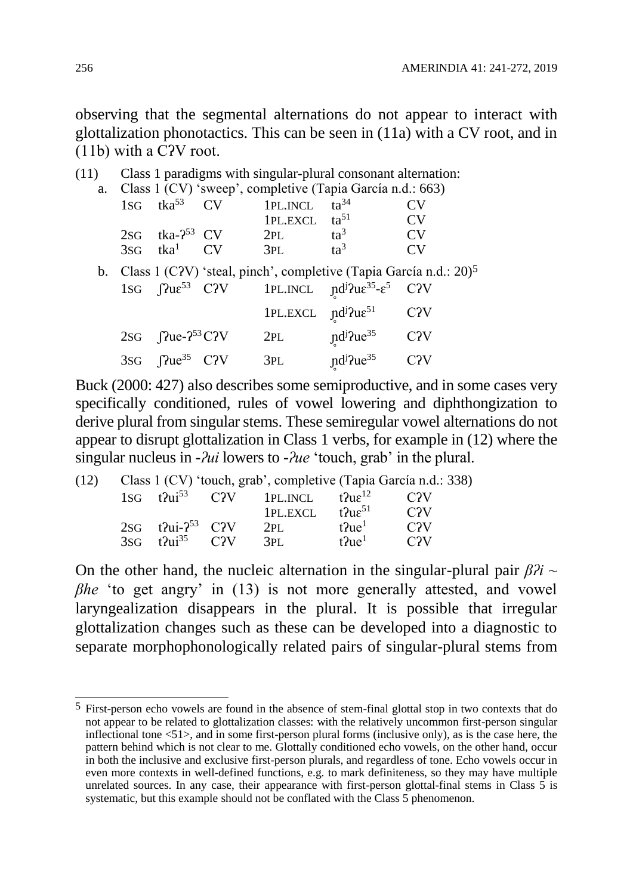observing that the segmental alternations do not appear to interact with glottalization phonotactics. This can be seen in (11a) with a CV root, and in (11b) with a CʔV root.

(11) Class 1 paradigms with singular-plural consonant alternation:

a. Class 1 (CV) 'sweep', completive (Tapia García n.d.: 663)

| | | | | | |
|---|---|---|---|---|---|
| 1SG | tka⁵³ | CV | 1PL.INCL | ta³⁴ | CV |
| | | | 1PL.EXCL | ta⁵¹ | CV |
| 2SG | tka-ʔ⁵³ | CV | 2PL | ta³ | CV |
| 3SG | tka¹ | CV | 3PL | ta³ | CV |

b. Class 1 (CʔV) 'steal, pinch', completive (Tapia García n.d.: 20)[5]

| | | | | | |
|---|---|---|---|---|---|
| 1SG | ʃʔuɛ⁵³ | CʔV | 1PL.INCL | ɲ̊dʲʔuɛ³⁵-ɛ⁵ | CʔV |
| | | | 1PL.EXCL | ɲ̊dʲʔuɛ⁵¹ | CʔV |
| 2SG | ʃʔue-ʔ⁵³ | CʔV | 2PL | ɲ̊dʲʔue³⁵ | CʔV |
| 3SG | ʃʔue³⁵ | CʔV | 3PL | ɲ̊dʲʔue³⁵ | CʔV |

Buck (2000: 427) also describes some semiproductive, and in some cases very specifically conditioned, rules of vowel lowering and diphthongization to derive plural from singular stems. These semiregular vowel alternations do not appear to disrupt glottalization in Class 1 verbs, for example in (12) where the singular nucleus in *-ʔui* lowers to *-ʔue* 'touch, grab' in the plural.

(12) Class 1 (CV) 'touch, grab', completive (Tapia García n.d.: 338)

| | | | | | |
|---|---|---|---|---|---|
| 1SG | tʔui⁵³ | CʔV | 1PL.INCL | tʔuɛ¹² | CʔV |
| | | | 1PL.EXCL | tʔuɛ⁵¹ | CʔV |
| 2SG | tʔui-ʔ⁵³ | CʔV | 2PL | tʔue¹ | CʔV |
| 3SG | tʔui³⁵ | CʔV | 3PL | tʔue¹ | CʔV |

On the other hand, the nucleic alternation in the singular-plural pair *βʔi* ~ *βhe* 'to get angry' in (13) is not more generally attested, and vowel laryngealization disappears in the plural. It is possible that irregular glottalization changes such as these can be developed into a diagnostic to separate morphophonologically related pairs of singular-plural stems from

---

[5] First-person echo vowels are found in the absence of stem-final glottal stop in two contexts that do not appear to be related to glottalization classes: with the relatively uncommon first-person singular inflectional tone <51>, and in some first-person plural forms (inclusive only), as is the case here, the pattern behind which is not clear to me. Glottally conditioned echo vowels, on the other hand, occur in both the inclusive and exclusive first-person plurals, and regardless of tone. Echo vowels occur in even more contexts in well-defined functions, e.g. to mark definiteness, so they may have multiple unrelated sources. In any case, their appearance with first-person glottal-final stems in Class 5 is systematic, but this example should not be conflated with the Class 5 phenomenon.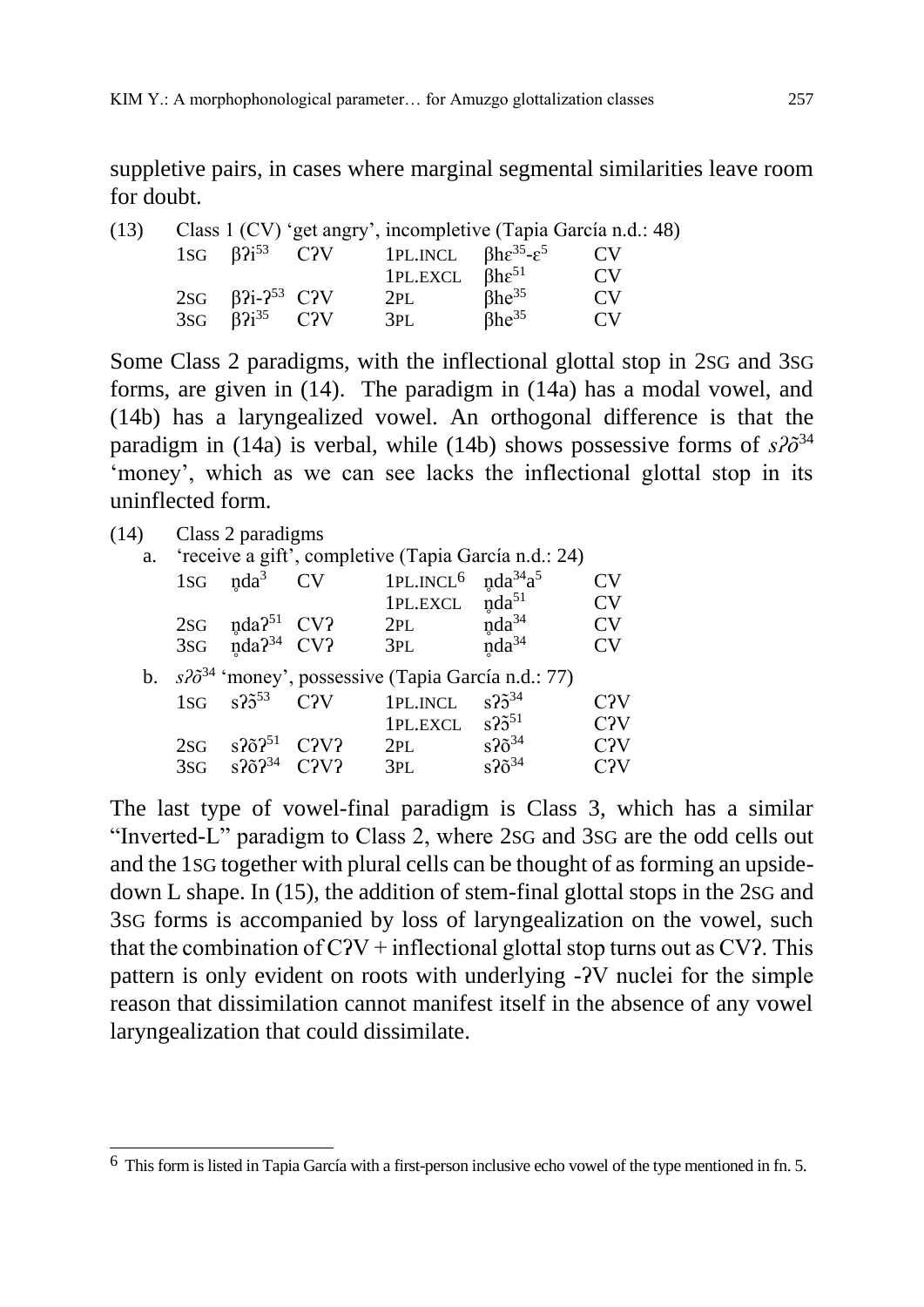suppletive pairs, in cases where marginal segmental similarities leave room for doubt.

(13) Class 1 (CV) 'get angry', incompletive (Tapia García n.d.: 48)

| | | | | | |
|---|---|---|---|---|---|
| 1SG | βʔi⁵³ | CʔV | 1PL.INCL | βhɛ³⁵-ɛ⁵ | CV |
| | | | 1PL.EXCL | βhɛ⁵¹ | CV |
| 2SG | βʔi-ʔ⁵³ | CʔV | 2PL | βhe³⁵ | CV |
| 3SG | βʔi³⁵ | CʔV | 3PL | βhe³⁵ | CV |

Some Class 2 paradigms, with the inflectional glottal stop in 2SG and 3SG forms, are given in (14). The paradigm in (14a) has a modal vowel, and (14b) has a laryngealized vowel. An orthogonal difference is that the paradigm in (14a) is verbal, while (14b) shows possessive forms of *sʔõ*³⁴ 'money', which as we can see lacks the inflectional glottal stop in its uninflected form.

(14) Class 2 paradigms

a. 'receive a gift', completive (Tapia García n.d.: 24)

| | | | | | |
|---|---|---|---|---|---|
| 1SG | n̥da³ | CV | 1PL.INCL[6] | n̥da³⁴a⁵ | CV |
| | | | 1PL.EXCL | n̥da⁵¹ | CV |
| 2SG | n̥daʔ⁵¹ | CVʔ | 2PL | n̥da³⁴ | CV |
| 3SG | n̥daʔ³⁴ | CVʔ | 3PL | n̥da³⁴ | CV |

b. *sʔõ*³⁴ 'money', possessive (Tapia García n.d.: 77)

| | | | | | |
|---|---|---|---|---|---|
| 1SG | sʔɔ̃⁵³ | CʔV | 1PL.INCL | sʔɔ̃³⁴ | CʔV |
| | | | 1PL.EXCL | sʔɔ̃⁵¹ | CʔV |
| 2SG | sʔõʔ⁵¹ | CʔVʔ | 2PL | sʔõ³⁴ | CʔV |
| 3SG | sʔõʔ³⁴ | CʔVʔ | 3PL | sʔõ³⁴ | CʔV |

The last type of vowel-final paradigm is Class 3, which has a similar "Inverted-L" paradigm to Class 2, where 2SG and 3SG are the odd cells out and the 1SG together with plural cells can be thought of as forming an upside-down L shape. In (15), the addition of stem-final glottal stops in the 2SG and 3SG forms is accompanied by loss of laryngealization on the vowel, such that the combination of CʔV + inflectional glottal stop turns out as CVʔ. This pattern is only evident on roots with underlying -ʔV nuclei for the simple reason that dissimilation cannot manifest itself in the absence of any vowel laryngealization that could dissimilate.

---

[6] This form is listed in Tapia García with a first-person inclusive echo vowel of the type mentioned in fn. 5.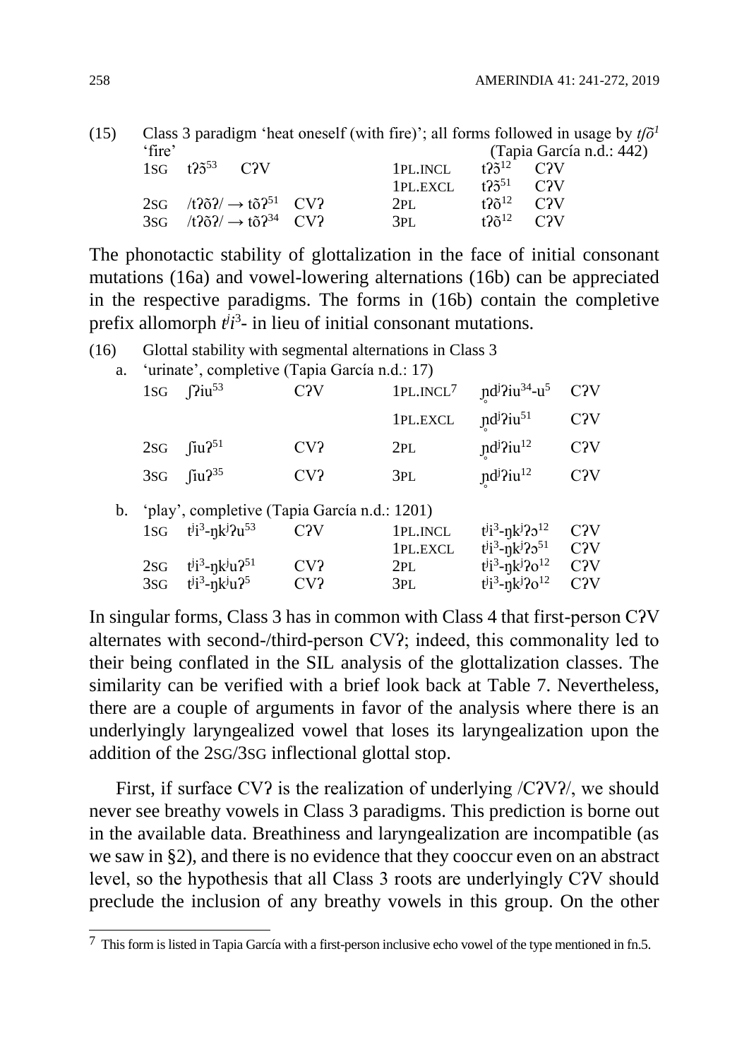(15) Class 3 paradigm 'heat oneself (with fire)'; all forms followed in usage by *tʃõ¹* 'fire' (Tapia García n.d.: 442)

| | | | | | |
|---|---|---|---|---|---|
| 1SG | tʔɔ̃⁵³ C?V | | 1PL.INCL | tʔɔ̃¹² | CʔV |
| | | | 1PL.EXCL | tʔɔ̃⁵¹ | CʔV |
| 2SG | /tʔõʔ/ → tõʔ⁵¹ | CVʔ | 2PL | tʔõ¹² | CʔV |
| 3SG | /tʔõʔ/ → tõʔ³⁴ | CVʔ | 3PL | tʔõ¹² | CʔV |

The phonotactic stability of glottalization in the face of initial consonant mutations (16a) and vowel-lowering alternations (16b) can be appreciated in the respective paradigms. The forms in (16b) contain the completive prefix allomorph *tʲi³*- in lieu of initial consonant mutations.

(16) Glottal stability with segmental alternations in Class 3

a. 'urinate', completive (Tapia García n.d.: 17)

| | | | | | |
|---|---|---|---|---|---|
| 1SG | ʃʔiu⁵³ | CʔV | 1PL.INCL[7] | n̥dʲʔiu³⁴-u⁵ | CʔV |
| | | | 1PL.EXCL | n̥dʲʔiu⁵¹ | CʔV |
| 2SG | ʃiuʔ⁵¹ | CVʔ | 2PL | n̥dʲʔiu¹² | CʔV |
| 3SG | ʃiuʔ³⁵ | CVʔ | 3PL | n̥dʲʔiu¹² | CʔV |

b. 'play', completive (Tapia García n.d.: 1201)

| | | | | | |
|---|---|---|---|---|---|
| 1SG | tʲi³-ŋkʲʔu⁵³ | CʔV | 1PL.INCL | tʲi³-ŋkʲʔɔ¹² | CʔV |
| | | | 1PL.EXCL | tʲi³-ŋkʲʔɔ⁵¹ | CʔV |
| 2SG | tʲi³-ŋkʲuʔ⁵¹ | CVʔ | 2PL | tʲi³-ŋkʲʔo¹² | CʔV |
| 3SG | tʲi³-ŋkʲuʔ⁵ | CVʔ | 3PL | tʲi³-ŋkʲʔo¹² | CʔV |

In singular forms, Class 3 has in common with Class 4 that first-person CʔV alternates with second-/third-person CVʔ; indeed, this commonality led to their being conflated in the SIL analysis of the glottalization classes. The similarity can be verified with a brief look back at Table 7. Nevertheless, there are a couple of arguments in favor of the analysis where there is an underlyingly laryngealized vowel that loses its laryngealization upon the addition of the 2SG/3SG inflectional glottal stop.

First, if surface CVʔ is the realization of underlying /CʔVʔ/, we should never see breathy vowels in Class 3 paradigms. This prediction is borne out in the available data. Breathiness and laryngealization are incompatible (as we saw in §2), and there is no evidence that they cooccur even on an abstract level, so the hypothesis that all Class 3 roots are underlyingly CʔV should preclude the inclusion of any breathy vowels in this group. On the other

[7] This form is listed in Tapia García with a first-person inclusive echo vowel of the type mentioned in fn.5.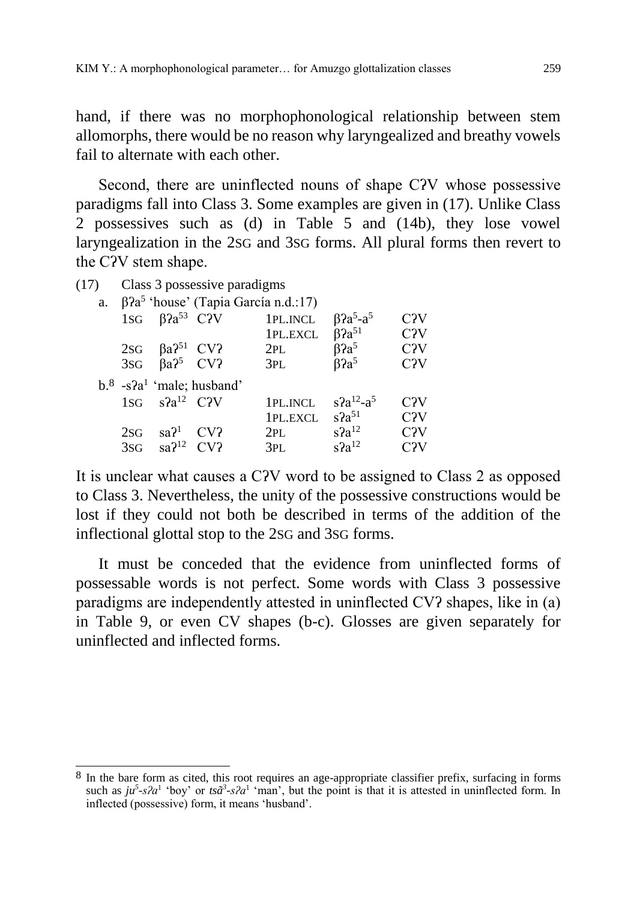hand, if there was no morphophonological relationship between stem allomorphs, there would be no reason why laryngealized and breathy vowels fail to alternate with each other.

Second, there are uninflected nouns of shape CʔV whose possessive paradigms fall into Class 3. Some examples are given in (17). Unlike Class 2 possessives such as (d) in Table 5 and (14b), they lose vowel laryngealization in the 2SG and 3SG forms. All plural forms then revert to the CʔV stem shape.

(17) Class 3 possessive paradigms

a. βʔa⁵ 'house' (Tapia García n.d.:17)

| | | | | | |
|---|---|---|---|---|---|
| 1SG | βʔa⁵³ | CʔV | 1PL.INCL | βʔa⁵-a⁵ | CʔV |
| | | | 1PL.EXCL | βʔa⁵¹ | CʔV |
| 2SG | βaʔ⁵¹ | CVʔ | 2PL | βʔa⁵ | CʔV |
| 3SG | βaʔ⁵ | CVʔ | 3PL | βʔa⁵ | CʔV |

b.[8] -sʔa¹ 'male; husband'

| | | | | | |
|---|---|---|---|---|---|
| 1SG | sʔa¹² | CʔV | 1PL.INCL | sʔa¹²-a⁵ | CʔV |
| | | | 1PL.EXCL | sʔa⁵¹ | CʔV |
| 2SG | saʔ¹ | CVʔ | 2PL | sʔa¹² | CʔV |
| 3SG | saʔ¹² | CVʔ | 3PL | sʔa¹² | CʔV |

It is unclear what causes a CʔV word to be assigned to Class 2 as opposed to Class 3. Nevertheless, the unity of the possessive constructions would be lost if they could not both be described in terms of the addition of the inflectional glottal stop to the 2SG and 3SG forms.

It must be conceded that the evidence from uninflected forms of possessable words is not perfect. Some words with Class 3 possessive paradigms are independently attested in uninflected CVʔ shapes, like in (a) in Table 9, or even CV shapes (b-c). Glosses are given separately for uninflected and inflected forms.

---

[8] In the bare form as cited, this root requires an age-appropriate classifier prefix, surfacing in forms such as *ju⁵-sʔa¹* 'boy' or *tsã³-sʔa¹* 'man', but the point is that it is attested in uninflected form. In inflected (possessive) form, it means 'husband'.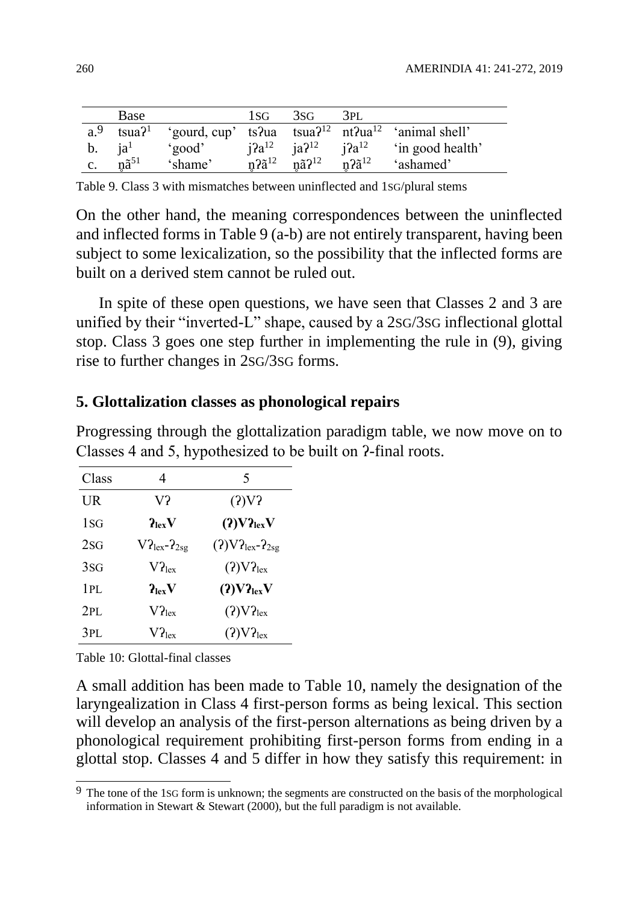| | Base | | 1SG | 3SG | 3PL | |
|---|---|---|---|---|---|---|
| a.[9] | tsuaʔ¹ | 'gourd, cup' | tsʔua | tsuaʔ¹² | ntʔua¹² | 'animal shell' |
| b. | ja¹ | 'good' | jʔa¹² | jaʔ¹² | jʔa¹² | 'in good health' |
| c. | n̥ã⁵¹ | 'shame' | n̥ʔã¹² | n̥ãʔ¹² | n̥ʔã¹² | 'ashamed' |

Table 9. Class 3 with mismatches between uninflected and 1SG/plural stems

On the other hand, the meaning correspondences between the uninflected and inflected forms in Table 9 (a-b) are not entirely transparent, having been subject to some lexicalization, so the possibility that the inflected forms are built on a derived stem cannot be ruled out.

In spite of these open questions, we have seen that Classes 2 and 3 are unified by their "inverted-L" shape, caused by a 2SG/3SG inflectional glottal stop. Class 3 goes one step further in implementing the rule in (9), giving rise to further changes in 2SG/3SG forms.

## 5. Glottalization classes as phonological repairs

Progressing through the glottalization paradigm table, we now move on to Classes 4 and 5, hypothesized to be built on ʔ-final roots.

| Class | 4 | 5 |
|---|---|---|
| UR | Vʔ | (ʔ)Vʔ |
| 1SG | **$ʔ_{lex}$V** | **(ʔ)V$ʔ_{lex}$V** |
| 2SG | V$ʔ_{lex}$-$ʔ_{2sg}$ | (ʔ)V$ʔ_{lex}$-$ʔ_{2sg}$ |
| 3SG | V$ʔ_{lex}$ | (ʔ)V$ʔ_{lex}$ |
| 1PL | **$ʔ_{lex}$V** | **(ʔ)V$ʔ_{lex}$V** |
| 2PL | V$ʔ_{lex}$ | (ʔ)V$ʔ_{lex}$ |
| 3PL | V$ʔ_{lex}$ | (ʔ)V$ʔ_{lex}$ |

Table 10: Glottal-final classes

A small addition has been made to Table 10, namely the designation of the laryngealization in Class 4 first-person forms as being lexical. This section will develop an analysis of the first-person alternations as being driven by a phonological requirement prohibiting first-person forms from ending in a glottal stop. Classes 4 and 5 differ in how they satisfy this requirement: in

[9] The tone of the 1SG form is unknown; the segments are constructed on the basis of the morphological information in Stewart & Stewart (2000), but the full paradigm is not available.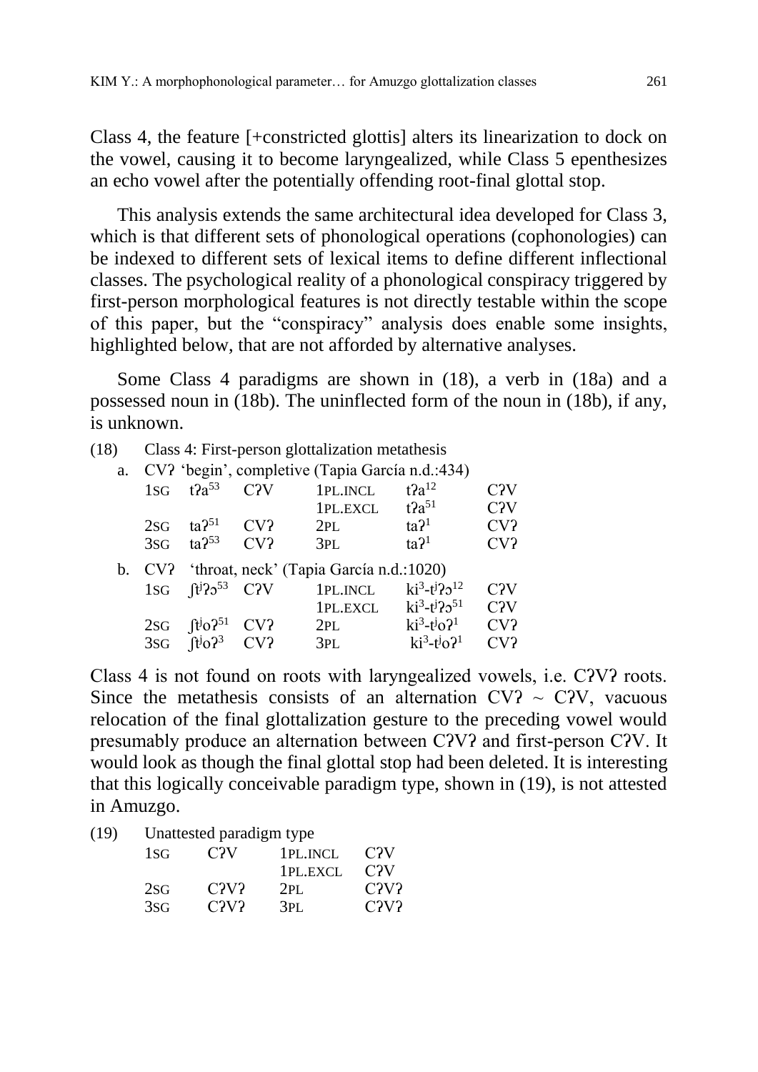Class 4, the feature [+constricted glottis] alters its linearization to dock on the vowel, causing it to become laryngealized, while Class 5 epenthesizes an echo vowel after the potentially offending root-final glottal stop.

This analysis extends the same architectural idea developed for Class 3, which is that different sets of phonological operations (cophonologies) can be indexed to different sets of lexical items to define different inflectional classes. The psychological reality of a phonological conspiracy triggered by first-person morphological features is not directly testable within the scope of this paper, but the "conspiracy" analysis does enable some insights, highlighted below, that are not afforded by alternative analyses.

Some Class 4 paradigms are shown in (18), a verb in (18a) and a possessed noun in (18b). The uninflected form of the noun in (18b), if any, is unknown.

(18) Class 4: First-person glottalization metathesis

a. CVʔ 'begin', completive (Tapia García n.d.:434)

| | | | | | |
|---|---|---|---|---|---|
| 1SG | $tʔa^{53}$ | CʔV | 1PL.INCL | $tʔa^{12}$ | CʔV |
| | | | 1PL.EXCL | $tʔa^{51}$ | CʔV |
| 2SG | $taʔ^{51}$ | CVʔ | 2PL | $taʔ^{1}$ | CVʔ |
| 3SG | $taʔ^{53}$ | CVʔ | 3PL | $taʔ^{1}$ | CVʔ |

b. CVʔ 'throat, neck' (Tapia García n.d.:1020)

| | | | | | |
|---|---|---|---|---|---|
| 1SG | $ʃt^{j}ʔɔ^{53}$ | CʔV | 1PL.INCL | $ki^{3}$-$t^{j}ʔɔ^{12}$ | CʔV |
| | | | 1PL.EXCL | $ki^{3}$-$t^{j}ʔɔ^{51}$ | CʔV |
| 2SG | $ʃt^{j}oʔ^{51}$ | CVʔ | 2PL | $ki^{3}$-$t^{j}oʔ^{1}$ | CVʔ |
| 3SG | $ʃt^{j}oʔ^{3}$ | CVʔ | 3PL | $ki^{3}$-$t^{j}oʔ^{1}$ | CVʔ |

Class 4 is not found on roots with laryngealized vowels, i.e. CʔVʔ roots. Since the metathesis consists of an alternation CVʔ ~ CʔV, vacuous relocation of the final glottalization gesture to the preceding vowel would presumably produce an alternation between CʔVʔ and first-person CʔV. It would look as though the final glottal stop had been deleted. It is interesting that this logically conceivable paradigm type, shown in (19), is not attested in Amuzgo.

(19) Unattested paradigm type

| | | | |
|---|---|---|---|
| 1SG | CʔV | 1PL.INCL | CʔV |
| | | 1PL.EXCL | CʔV |
| 2SG | CʔVʔ | 2PL | CʔVʔ |
| 3SG | CʔVʔ | 3PL | CʔVʔ |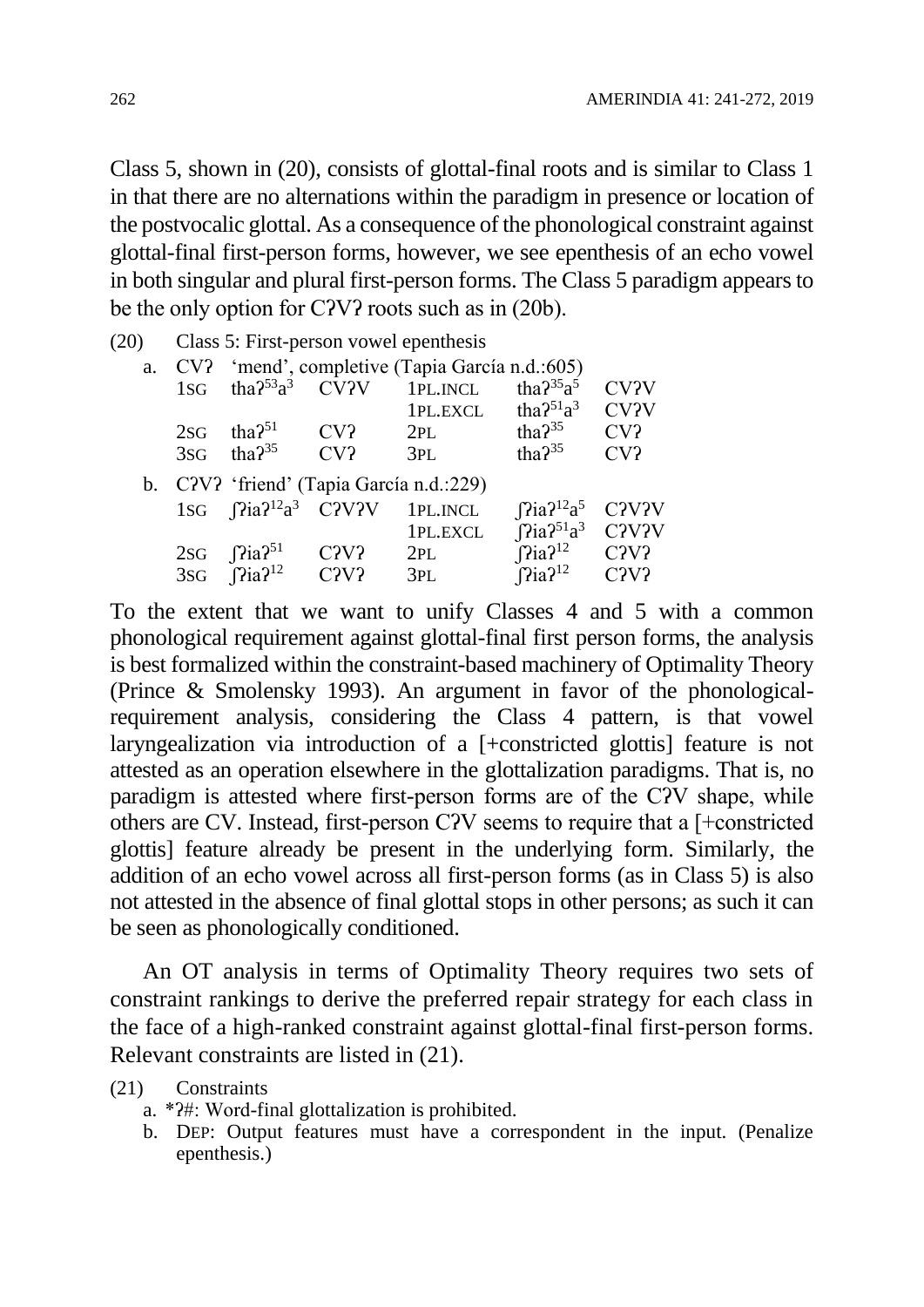Class 5, shown in (20), consists of glottal-final roots and is similar to Class 1 in that there are no alternations within the paradigm in presence or location of the postvocalic glottal. As a consequence of the phonological constraint against glottal-final first-person forms, however, we see epenthesis of an echo vowel in both singular and plural first-person forms. The Class 5 paradigm appears to be the only option for CʔVʔ roots such as in (20b).

(20) Class 5: First-person vowel epenthesis

a. CVʔ 'mend', completive (Tapia García n.d.:605)

| | | | | | |
|---|---|---|---|---|---|
| 1SG | thaʔ$^{53}$a$^{3}$ | CVʔV | 1PL.INCL | thaʔ$^{35}$a$^{5}$ | CVʔV |
| | | | 1PL.EXCL | thaʔ$^{51}$a$^{3}$ | CVʔV |
| 2SG | thaʔ$^{51}$ | CVʔ | 2PL | thaʔ$^{35}$ | CVʔ |
| 3SG | thaʔ$^{35}$ | CVʔ | 3PL | thaʔ$^{35}$ | CVʔ |

b. CʔVʔ 'friend' (Tapia García n.d.:229)

| | | | | | |
|---|---|---|---|---|---|
| 1SG | ʃʔiaʔ$^{12}$a$^{3}$ | CʔVʔV | 1PL.INCL | ʃʔiaʔ$^{12}$a$^{5}$ | CʔVʔV |
| | | | 1PL.EXCL | ʃʔiaʔ$^{51}$a$^{3}$ | CʔVʔV |
| 2SG | ʃʔiaʔ$^{51}$ | CʔVʔ | 2PL | ʃʔiaʔ$^{12}$ | CʔVʔ |
| 3SG | ʃʔiaʔ$^{12}$ | CʔVʔ | 3PL | ʃʔiaʔ$^{12}$ | CʔVʔ |

To the extent that we want to unify Classes 4 and 5 with a common phonological requirement against glottal-final first person forms, the analysis is best formalized within the constraint-based machinery of Optimality Theory (Prince & Smolensky 1993). An argument in favor of the phonological-requirement analysis, considering the Class 4 pattern, is that vowel laryngealization via introduction of a [+constricted glottis] feature is not attested as an operation elsewhere in the glottalization paradigms. That is, no paradigm is attested where first-person forms are of the CʔV shape, while others are CV. Instead, first-person CʔV seems to require that a [+constricted glottis] feature already be present in the underlying form. Similarly, the addition of an echo vowel across all first-person forms (as in Class 5) is also not attested in the absence of final glottal stops in other persons; as such it can be seen as phonologically conditioned.

An OT analysis in terms of Optimality Theory requires two sets of constraint rankings to derive the preferred repair strategy for each class in the face of a high-ranked constraint against glottal-final first-person forms. Relevant constraints are listed in (21).

(21) Constraints

a. *ʔ#: Word-final glottalization is prohibited.

b. DEP: Output features must have a correspondent in the input. (Penalize epenthesis.)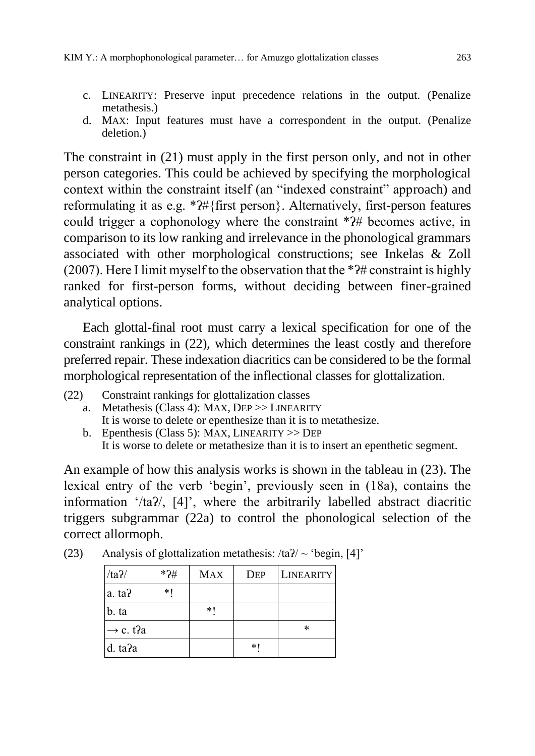c. LINEARITY: Preserve input precedence relations in the output. (Penalize metathesis.)
d. MAX: Input features must have a correspondent in the output. (Penalize deletion.)

The constraint in (21) must apply in the first person only, and not in other person categories. This could be achieved by specifying the morphological context within the constraint itself (an "indexed constraint" approach) and reformulating it as e.g. *ʔ#{first person}. Alternatively, first-person features could trigger a cophonology where the constraint *ʔ# becomes active, in comparison to its low ranking and irrelevance in the phonological grammars associated with other morphological constructions; see Inkelas & Zoll (2007). Here I limit myself to the observation that the *ʔ# constraint is highly ranked for first-person forms, without deciding between finer-grained analytical options.

Each glottal-final root must carry a lexical specification for one of the constraint rankings in (22), which determines the least costly and therefore preferred repair. These indexation diacritics can be considered to be the formal morphological representation of the inflectional classes for glottalization.

(22) Constraint rankings for glottalization classes

a. Metathesis (Class 4): MAX, DEP >> LINEARITY
   It is worse to delete or epenthesize than it is to metathesize.
b. Epenthesis (Class 5): MAX, LINEARITY >> DEP
   It is worse to delete or metathesize than it is to insert an epenthetic segment.

An example of how this analysis works is shown in the tableau in (23). The lexical entry of the verb 'begin', previously seen in (18a), contains the information '/taʔ/, [4]', where the arbitrarily labelled abstract diacritic triggers subgrammar (22a) to control the phonological selection of the correct allormoph.

(23) Analysis of glottalization metathesis: /taʔ/ ~ 'begin, [4]'

| /taʔ/ | *ʔ# | MAX | DEP | LINEARITY |
|---|---|---|---|---|
| a. taʔ | *! | | | |
| b. ta | | *! | | |
| → c. tʔa | | | | * |
| d. taʔa | | | *! | |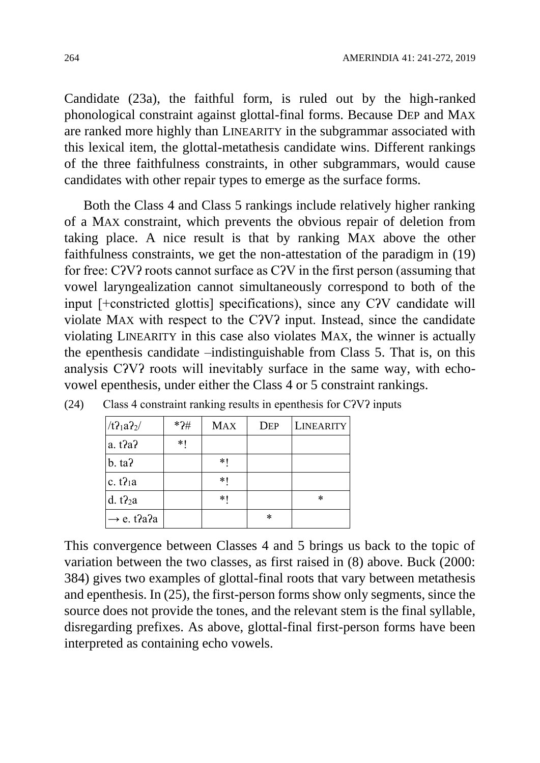Candidate (23a), the faithful form, is ruled out by the high-ranked phonological constraint against glottal-final forms. Because DEP and MAX are ranked more highly than LINEARITY in the subgrammar associated with this lexical item, the glottal-metathesis candidate wins. Different rankings of the three faithfulness constraints, in other subgrammars, would cause candidates with other repair types to emerge as the surface forms.

Both the Class 4 and Class 5 rankings include relatively higher ranking of a MAX constraint, which prevents the obvious repair of deletion from taking place. A nice result is that by ranking MAX above the other faithfulness constraints, we get the non-attestation of the paradigm in (19) for free: CʔVʔ roots cannot surface as CʔV in the first person (assuming that vowel laryngealization cannot simultaneously correspond to both of the input [+constricted glottis] specifications), since any CʔV candidate will violate MAX with respect to the CʔVʔ input. Instead, since the candidate violating LINEARITY in this case also violates MAX, the winner is actually the epenthesis candidate –indistinguishable from Class 5. That is, on this analysis CʔVʔ roots will inevitably surface in the same way, with echo-vowel epenthesis, under either the Class 4 or 5 constraint rankings.

(24) Class 4 constraint ranking results in epenthesis for CʔVʔ inputs

| /$tʔ_1aʔ_2$/ | \*ʔ# | MAX | DEP | LINEARITY |
|---|---|---|---|---|
| a. tʔaʔ | \*! | | | |
| b. taʔ | | \*! | | |
| c. $tʔ_1a$ | | \*! | | |
| d. $tʔ_2a$ | | \*! | | \* |
| → e. tʔaʔa | | | \* | |

This convergence between Classes 4 and 5 brings us back to the topic of variation between the two classes, as first raised in (8) above. Buck (2000: 384) gives two examples of glottal-final roots that vary between metathesis and epenthesis. In (25), the first-person forms show only segments, since the source does not provide the tones, and the relevant stem is the final syllable, disregarding prefixes. As above, glottal-final first-person forms have been interpreted as containing echo vowels.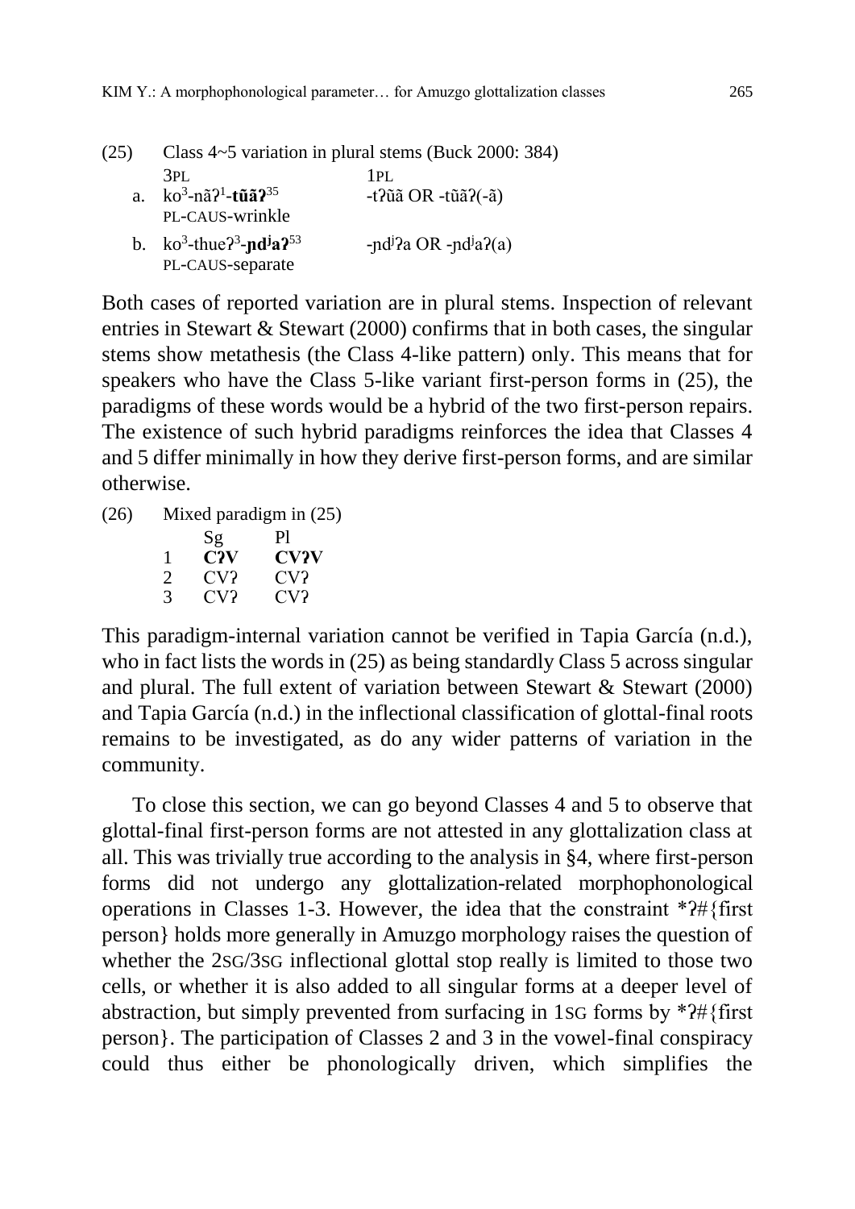(25) Class 4~5 variation in plural stems (Buck 2000: 384)

|  | 3PL | 1PL |
|---|---|---|
| a. | ko[3]-nãʔ[1]-**tũãʔ**[35] | -tʔũã OR -tũãʔ(-ã) |
|  | PL-CAUS-wrinkle |  |
| b. | ko[3]-thueʔ[3]-**ɲdʲaʔ**[53] | -ɲdʲʔa OR -ɲdʲaʔ(a) |
|  | PL-CAUS-separate |  |

Both cases of reported variation are in plural stems. Inspection of relevant entries in Stewart & Stewart (2000) confirms that in both cases, the singular stems show metathesis (the Class 4-like pattern) only. This means that for speakers who have the Class 5-like variant first-person forms in (25), the paradigms of these words would be a hybrid of the two first-person repairs. The existence of such hybrid paradigms reinforces the idea that Classes 4 and 5 differ minimally in how they derive first-person forms, and are similar otherwise.

(26) Mixed paradigm in (25)

|  | Sg | Pl |
|---|---|---|
| 1 | **CʔV** | **CVʔV** |
| 2 | CVʔ | CVʔ |
| 3 | CVʔ | CVʔ |

This paradigm-internal variation cannot be verified in Tapia García (n.d.), who in fact lists the words in (25) as being standardly Class 5 across singular and plural. The full extent of variation between Stewart & Stewart (2000) and Tapia García (n.d.) in the inflectional classification of glottal-final roots remains to be investigated, as do any wider patterns of variation in the community.

To close this section, we can go beyond Classes 4 and 5 to observe that glottal-final first-person forms are not attested in any glottalization class at all. This was trivially true according to the analysis in §4, where first-person forms did not undergo any glottalization-related morphophonological operations in Classes 1-3. However, the idea that the constraint *ʔ#{first person} holds more generally in Amuzgo morphology raises the question of whether the 2SG/3SG inflectional glottal stop really is limited to those two cells, or whether it is also added to all singular forms at a deeper level of abstraction, but simply prevented from surfacing in 1SG forms by *ʔ#{first person}. The participation of Classes 2 and 3 in the vowel-final conspiracy could thus either be phonologically driven, which simplifies the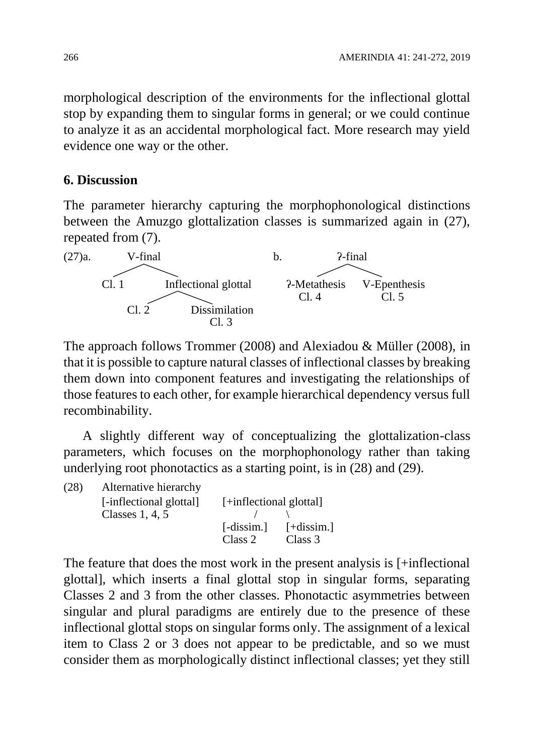morphological description of the environments for the inflectional glottal stop by expanding them to singular forms in general; or we could continue to analyze it as an accidental morphological fact. More research may yield evidence one way or the other.

## 6. Discussion

The parameter hierarchy capturing the morphophonological distinctions between the Amuzgo glottalization classes is summarized again in (27), repeated from (7).

```
(27)a.      V-final                               b.          ʔ-final
           /       \                                        /         \
       Cl. 1    Inflectional glottal              ʔ-Metathesis    V-Epenthesis
                  /          \                        Cl. 4           Cl. 5
              Cl. 2      Dissimilation
                            Cl. 3
```

The approach follows Trommer (2008) and Alexiadou & Müller (2008), in that it is possible to capture natural classes of inflectional classes by breaking them down into component features and investigating the relationships of those features to each other, for example hierarchical dependency versus full recombinability.

A slightly different way of conceptualizing the glottalization-class parameters, which focuses on the morphophonology rather than taking underlying root phonotactics as a starting point, is in (28) and (29).

```
(28)  Alternative hierarchy
      [-inflectional glottal]    [+inflectional glottal]
      Classes 1, 4, 5                 /        \
                                 [-dissim.]   [+dissim.]
                                 Class 2      Class 3
```

The feature that does the most work in the present analysis is [+inflectional glottal], which inserts a final glottal stop in singular forms, separating Classes 2 and 3 from the other classes. Phonotactic asymmetries between singular and plural paradigms are entirely due to the presence of these inflectional glottal stops on singular forms only. The assignment of a lexical item to Class 2 or 3 does not appear to be predictable, and so we must consider them as morphologically distinct inflectional classes; yet they still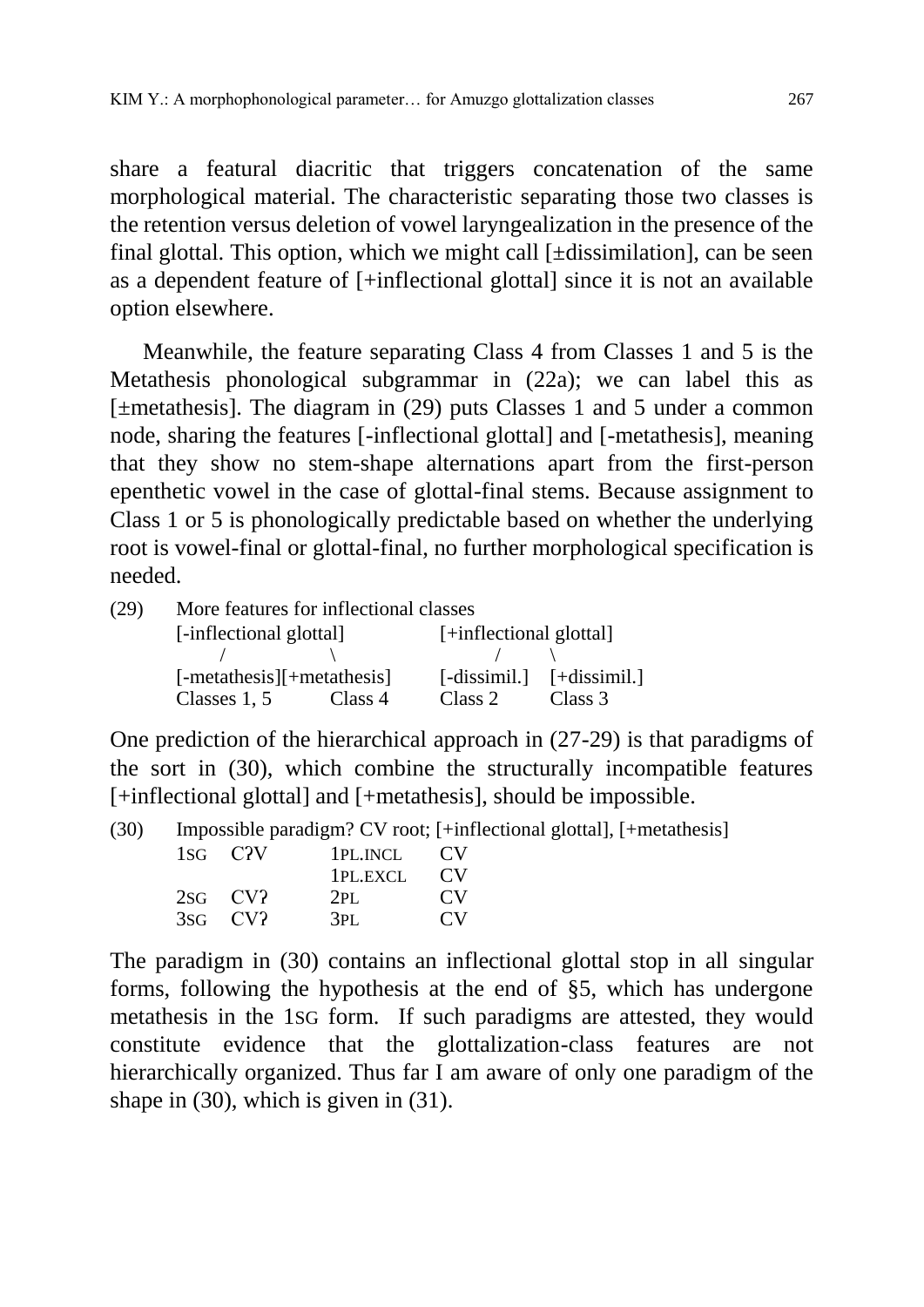share a featural diacritic that triggers concatenation of the same morphological material. The characteristic separating those two classes is the retention versus deletion of vowel laryngealization in the presence of the final glottal. This option, which we might call [±dissimilation], can be seen as a dependent feature of [+inflectional glottal] since it is not an available option elsewhere.

Meanwhile, the feature separating Class 4 from Classes 1 and 5 is the Metathesis phonological subgrammar in (22a); we can label this as [±metathesis]. The diagram in (29) puts Classes 1 and 5 under a common node, sharing the features [-inflectional glottal] and [-metathesis], meaning that they show no stem-shape alternations apart from the first-person epenthetic vowel in the case of glottal-final stems. Because assignment to Class 1 or 5 is phonologically predictable based on whether the underlying root is vowel-final or glottal-final, no further morphological specification is needed.

(29) More features for inflectional classes

```
[-inflectional glottal]              [+inflectional glottal]
      /              \                      /        \
[-metathesis][+metathesis]          [-dissimil.]  [+dissimil.]
Classes 1, 5      Class 4            Class 2       Class 3
```

One prediction of the hierarchical approach in (27-29) is that paradigms of the sort in (30), which combine the structurally incompatible features [+inflectional glottal] and [+metathesis], should be impossible.

(30) Impossible paradigm? CV root; [+inflectional glottal], [+metathesis]

| | | | |
|---|---|---|---|
| 1SG | CʔV | 1PL.INCL | CV |
| | | 1PL.EXCL | CV |
| 2SG | CVʔ | 2PL | CV |
| 3SG | CVʔ | 3PL | CV |

The paradigm in (30) contains an inflectional glottal stop in all singular forms, following the hypothesis at the end of §5, which has undergone metathesis in the 1SG form. If such paradigms are attested, they would constitute evidence that the glottalization-class features are not hierarchically organized. Thus far I am aware of only one paradigm of the shape in (30), which is given in (31).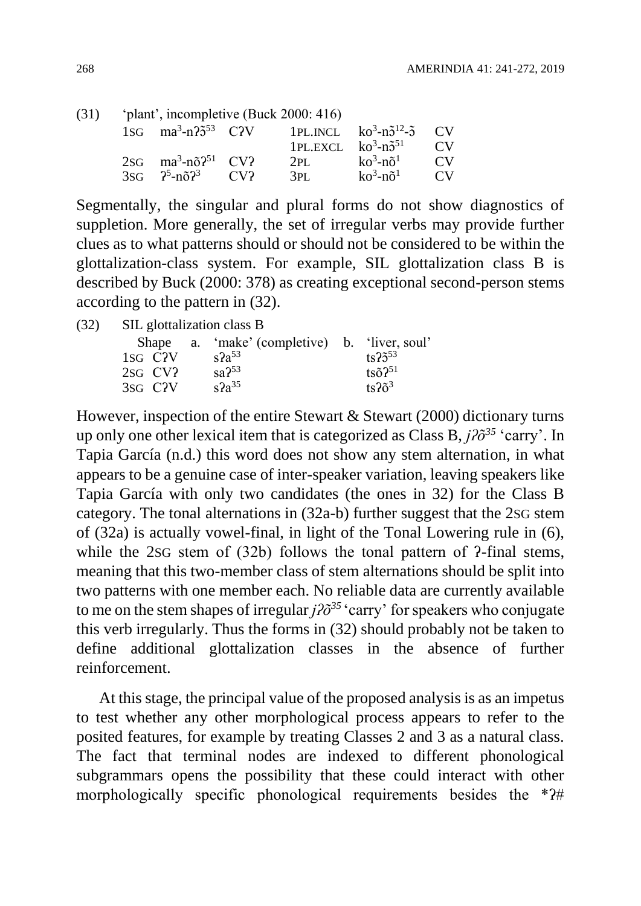(31) 'plant', incompletive (Buck 2000: 416)

| | | | | | |
|---|---|---|---|---|---|
| 1SG | ma$^{3}$-nʔɔ̃$^{53}$ | CʔV | 1PL.INCL | ko$^{3}$-nɔ̃$^{12}$-ɔ̃ | CV |
| | | | 1PL.EXCL | ko$^{3}$-nɔ̃$^{51}$ | CV |
| 2SG | ma$^{3}$-nõʔ$^{51}$ | CVʔ | 2PL | ko$^{3}$-nõ$^{1}$ | CV |
| 3SG | ʔ$^{5}$-nõʔ$^{3}$ | CVʔ | 3PL | ko$^{3}$-nõ$^{1}$ | CV |

Segmentally, the singular and plural forms do not show diagnostics of suppletion. More generally, the set of irregular verbs may provide further clues as to what patterns should or should not be considered to be within the glottalization-class system. For example, SIL glottalization class B is described by Buck (2000: 378) as creating exceptional second-person stems according to the pattern in (32).

(32) SIL glottalization class B

| | Shape | a. 'make' (completive) | b. 'liver, soul' |
|---|---|---|---|
| 1SG | CʔV | sʔa$^{53}$ | tsʔɔ̃$^{53}$ |
| 2SG | CVʔ | saʔ$^{53}$ | tsõʔ$^{51}$ |
| 3SG | CʔV | sʔa$^{35}$ | tsʔõ$^{3}$ |

However, inspection of the entire Stewart & Stewart (2000) dictionary turns up only one other lexical item that is categorized as Class B, *jʔõ$^{35}$* 'carry'. In Tapia García (n.d.) this word does not show any stem alternation, in what appears to be a genuine case of inter-speaker variation, leaving speakers like Tapia García with only two candidates (the ones in 32) for the Class B category. The tonal alternations in (32a-b) further suggest that the 2SG stem of (32a) is actually vowel-final, in light of the Tonal Lowering rule in (6), while the 2SG stem of (32b) follows the tonal pattern of ʔ-final stems, meaning that this two-member class of stem alternations should be split into two patterns with one member each. No reliable data are currently available to me on the stem shapes of irregular *jʔõ$^{35}$* 'carry' for speakers who conjugate this verb irregularly. Thus the forms in (32) should probably not be taken to define additional glottalization classes in the absence of further reinforcement.

At this stage, the principal value of the proposed analysis is as an impetus to test whether any other morphological process appears to refer to the posited features, for example by treating Classes 2 and 3 as a natural class. The fact that terminal nodes are indexed to different phonological subgrammars opens the possibility that these could interact with other morphologically specific phonological requirements besides the *ʔ#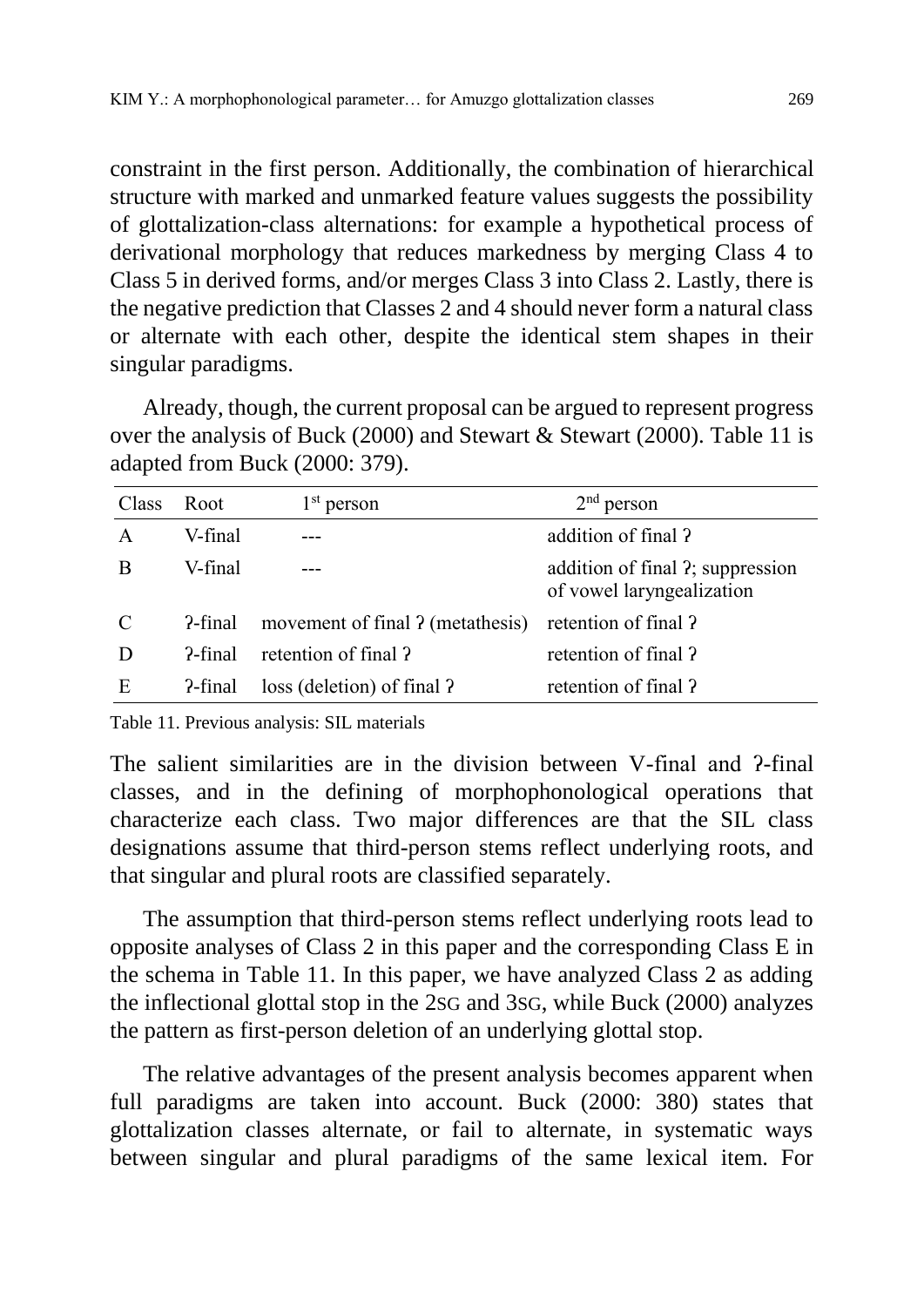constraint in the first person. Additionally, the combination of hierarchical structure with marked and unmarked feature values suggests the possibility of glottalization-class alternations: for example a hypothetical process of derivational morphology that reduces markedness by merging Class 4 to Class 5 in derived forms, and/or merges Class 3 into Class 2. Lastly, there is the negative prediction that Classes 2 and 4 should never form a natural class or alternate with each other, despite the identical stem shapes in their singular paradigms.

Already, though, the current proposal can be argued to represent progress over the analysis of Buck (2000) and Stewart & Stewart (2000). Table 11 is adapted from Buck (2000: 379).

| Class | Root | 1st person | 2nd person |
|---|---|---|---|
| A | V-final | --- | addition of final ʔ |
| B | V-final | --- | addition of final ʔ; suppression of vowel laryngealization |
| C | ʔ-final | movement of final ʔ (metathesis) | retention of final ʔ |
| D | ʔ-final | retention of final ʔ | retention of final ʔ |
| E | ʔ-final | loss (deletion) of final ʔ | retention of final ʔ |

Table 11. Previous analysis: SIL materials

The salient similarities are in the division between V-final and ʔ-final classes, and in the defining of morphophonological operations that characterize each class. Two major differences are that the SIL class designations assume that third-person stems reflect underlying roots, and that singular and plural roots are classified separately.

The assumption that third-person stems reflect underlying roots lead to opposite analyses of Class 2 in this paper and the corresponding Class E in the schema in Table 11. In this paper, we have analyzed Class 2 as adding the inflectional glottal stop in the 2SG and 3SG, while Buck (2000) analyzes the pattern as first-person deletion of an underlying glottal stop.

The relative advantages of the present analysis becomes apparent when full paradigms are taken into account. Buck (2000: 380) states that glottalization classes alternate, or fail to alternate, in systematic ways between singular and plural paradigms of the same lexical item. For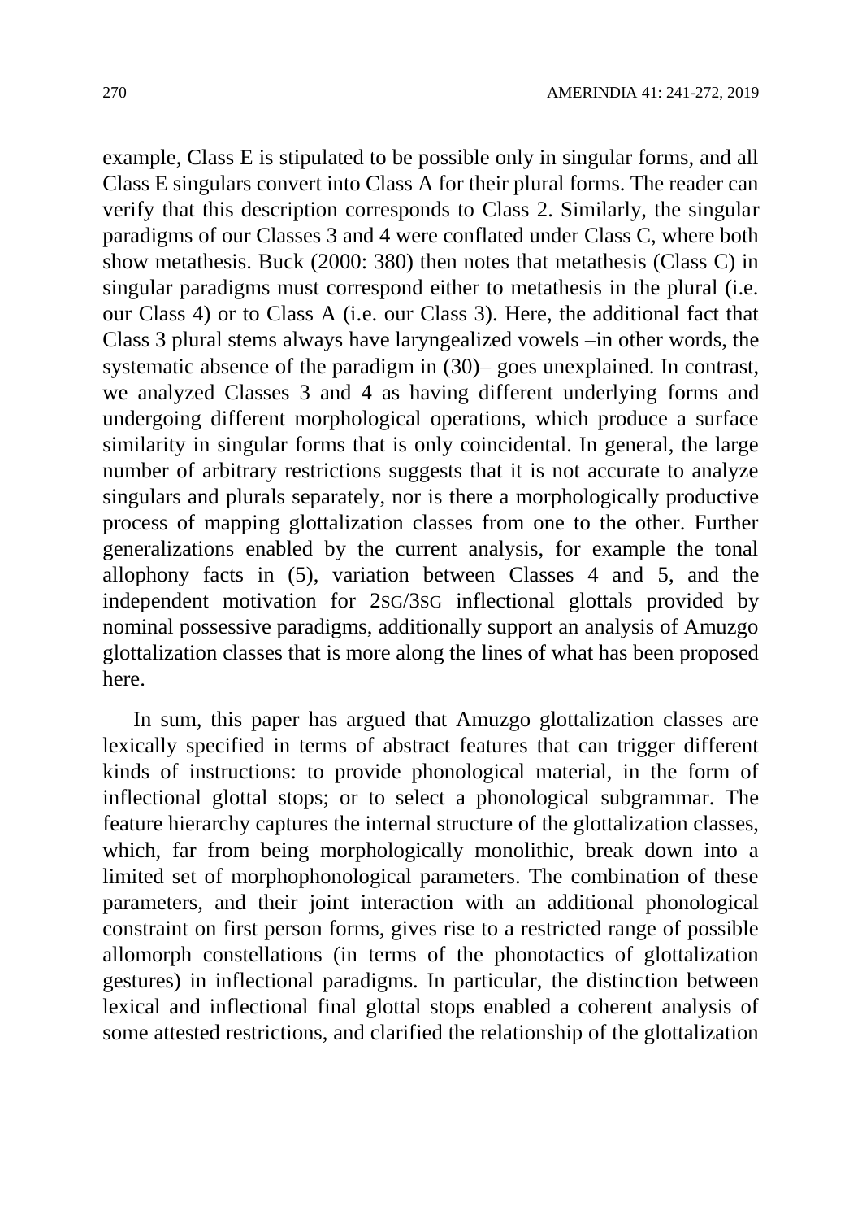example, Class E is stipulated to be possible only in singular forms, and all Class E singulars convert into Class A for their plural forms. The reader can verify that this description corresponds to Class 2. Similarly, the singular paradigms of our Classes 3 and 4 were conflated under Class C, where both show metathesis. Buck (2000: 380) then notes that metathesis (Class C) in singular paradigms must correspond either to metathesis in the plural (i.e. our Class 4) or to Class A (i.e. our Class 3). Here, the additional fact that Class 3 plural stems always have laryngealized vowels –in other words, the systematic absence of the paradigm in (30)– goes unexplained. In contrast, we analyzed Classes 3 and 4 as having different underlying forms and undergoing different morphological operations, which produce a surface similarity in singular forms that is only coincidental. In general, the large number of arbitrary restrictions suggests that it is not accurate to analyze singulars and plurals separately, nor is there a morphologically productive process of mapping glottalization classes from one to the other. Further generalizations enabled by the current analysis, for example the tonal allophony facts in (5), variation between Classes 4 and 5, and the independent motivation for 2SG/3SG inflectional glottals provided by nominal possessive paradigms, additionally support an analysis of Amuzgo glottalization classes that is more along the lines of what has been proposed here.

In sum, this paper has argued that Amuzgo glottalization classes are lexically specified in terms of abstract features that can trigger different kinds of instructions: to provide phonological material, in the form of inflectional glottal stops; or to select a phonological subgrammar. The feature hierarchy captures the internal structure of the glottalization classes, which, far from being morphologically monolithic, break down into a limited set of morphophonological parameters. The combination of these parameters, and their joint interaction with an additional phonological constraint on first person forms, gives rise to a restricted range of possible allomorph constellations (in terms of the phonotactics of glottalization gestures) in inflectional paradigms. In particular, the distinction between lexical and inflectional final glottal stops enabled a coherent analysis of some attested restrictions, and clarified the relationship of the glottalization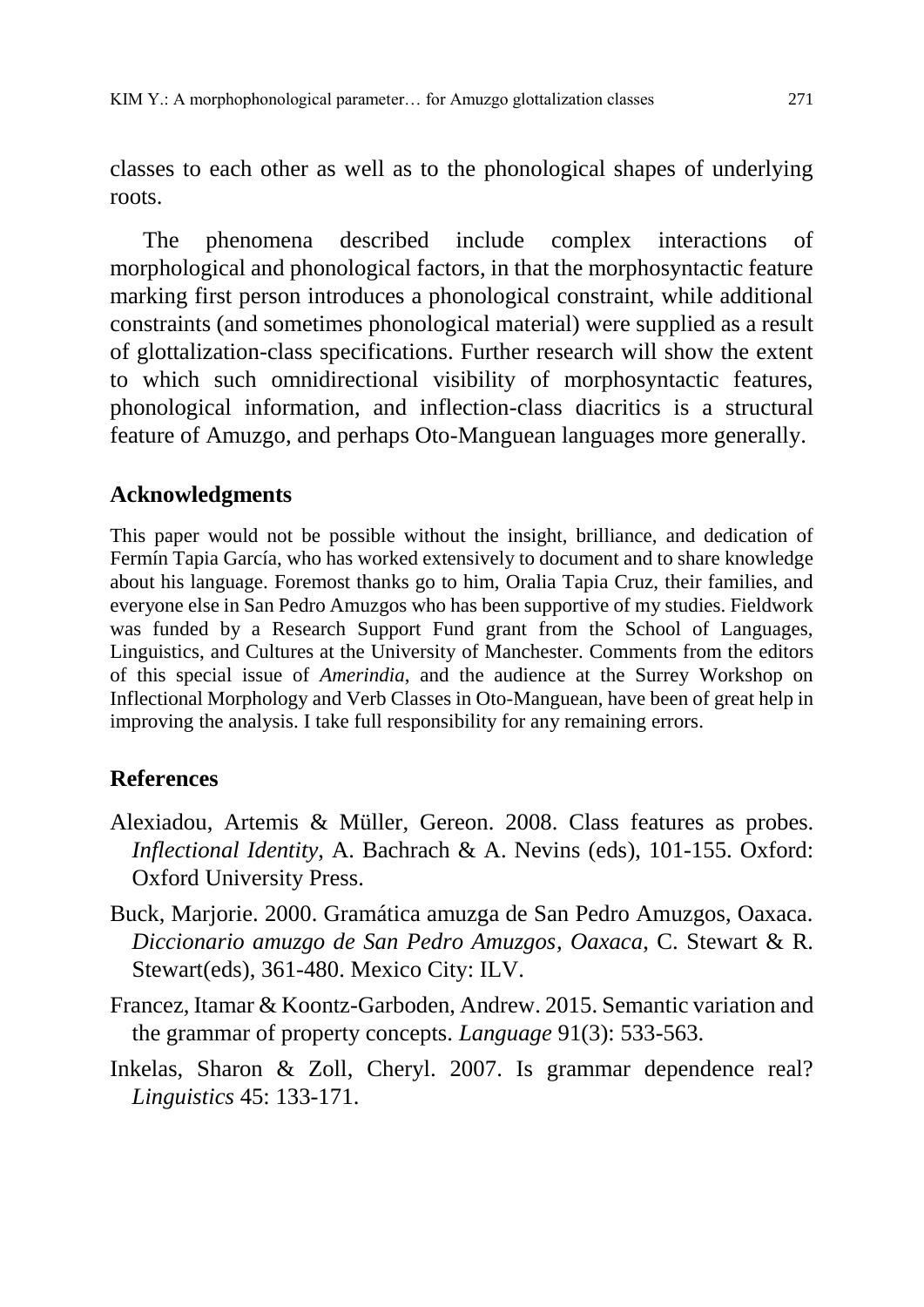classes to each other as well as to the phonological shapes of underlying roots.

The phenomena described include complex interactions of morphological and phonological factors, in that the morphosyntactic feature marking first person introduces a phonological constraint, while additional constraints (and sometimes phonological material) were supplied as a result of glottalization-class specifications. Further research will show the extent to which such omnidirectional visibility of morphosyntactic features, phonological information, and inflection-class diacritics is a structural feature of Amuzgo, and perhaps Oto-Manguean languages more generally.

## Acknowledgments

This paper would not be possible without the insight, brilliance, and dedication of Fermín Tapia García, who has worked extensively to document and to share knowledge about his language. Foremost thanks go to him, Oralia Tapia Cruz, their families, and everyone else in San Pedro Amuzgos who has been supportive of my studies. Fieldwork was funded by a Research Support Fund grant from the School of Languages, Linguistics, and Cultures at the University of Manchester. Comments from the editors of this special issue of *Amerindia*, and the audience at the Surrey Workshop on Inflectional Morphology and Verb Classes in Oto-Manguean, have been of great help in improving the analysis. I take full responsibility for any remaining errors.

## References

Alexiadou, Artemis & Müller, Gereon. 2008. Class features as probes. *Inflectional Identity*, A. Bachrach & A. Nevins (eds), 101-155. Oxford: Oxford University Press.

Buck, Marjorie. 2000. Gramática amuzga de San Pedro Amuzgos, Oaxaca. *Diccionario amuzgo de San Pedro Amuzgos, Oaxaca*, C. Stewart & R. Stewart(eds), 361-480. Mexico City: ILV.

Francez, Itamar & Koontz-Garboden, Andrew. 2015. Semantic variation and the grammar of property concepts. *Language* 91(3): 533-563.

Inkelas, Sharon & Zoll, Cheryl. 2007. Is grammar dependence real? *Linguistics* 45: 133-171.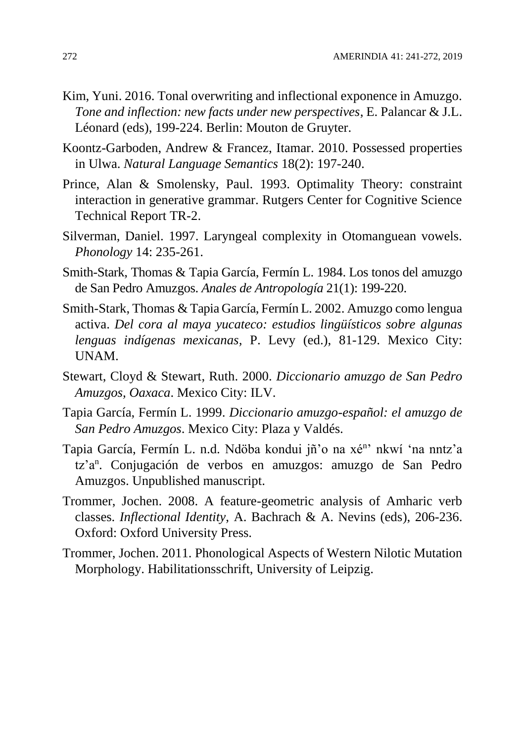Kim, Yuni. 2016. Tonal overwriting and inflectional exponence in Amuzgo. *Tone and inflection: new facts under new perspectives*, E. Palancar & J.L. Léonard (eds), 199-224. Berlin: Mouton de Gruyter.

Koontz-Garboden, Andrew & Francez, Itamar. 2010. Possessed properties in Ulwa. *Natural Language Semantics* 18(2): 197-240.

Prince, Alan & Smolensky, Paul. 1993. Optimality Theory: constraint interaction in generative grammar. Rutgers Center for Cognitive Science Technical Report TR-2.

Silverman, Daniel. 1997. Laryngeal complexity in Otomanguean vowels. *Phonology* 14: 235-261.

Smith-Stark, Thomas & Tapia García, Fermín L. 1984. Los tonos del amuzgo de San Pedro Amuzgos. *Anales de Antropología* 21(1): 199-220.

Smith-Stark, Thomas & Tapia García, Fermín L. 2002. Amuzgo como lengua activa. *Del cora al maya yucateco: estudios lingüísticos sobre algunas lenguas indígenas mexicanas,* P. Levy (ed.), 81-129. Mexico City: UNAM.

Stewart, Cloyd & Stewart, Ruth. 2000. *Diccionario amuzgo de San Pedro Amuzgos, Oaxaca*. Mexico City: ILV.

Tapia García, Fermín L. 1999. *Diccionario amuzgo-español: el amuzgo de San Pedro Amuzgos*. Mexico City: Plaza y Valdés.

Tapia García, Fermín L. n.d. Ndöba kondui jñ'o na xé$^{n}$' nkwí 'na nntz'a tz'a$^{n}$. Conjugación de verbos en amuzgos: amuzgo de San Pedro Amuzgos. Unpublished manuscript.

Trommer, Jochen. 2008. A feature-geometric analysis of Amharic verb classes. *Inflectional Identity*, A. Bachrach & A. Nevins (eds), 206-236. Oxford: Oxford University Press.

Trommer, Jochen. 2011. Phonological Aspects of Western Nilotic Mutation Morphology. Habilitationsschrift, University of Leipzig.